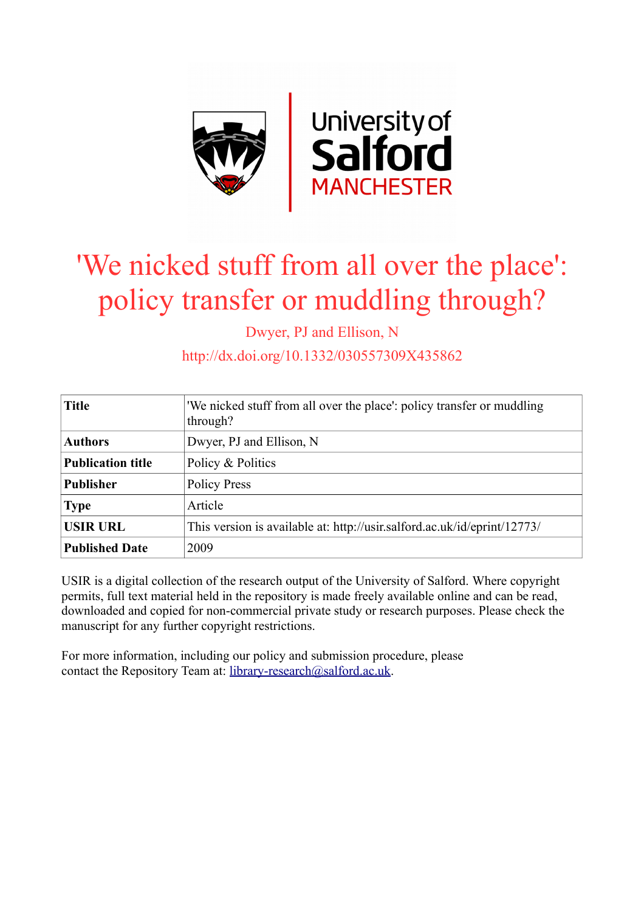University of Salford MANCHESTER

# 'We nicked stuff from all over the place': policy transfer or muddling through?

Dwyer, PJ and Ellison, N

http://dx.doi.org/10.1332/030557309X435862

| **Title** | 'We nicked stuff from all over the place': policy transfer or muddling through? |
|---|---|
| **Authors** | Dwyer, PJ and Ellison, N |
| **Publication title** | Policy & Politics |
| **Publisher** | Policy Press |
| **Type** | Article |
| **USIR URL** | This version is available at: http://usir.salford.ac.uk/id/eprint/12773/ |
| **Published Date** | 2009 |

USIR is a digital collection of the research output of the University of Salford. Where copyright permits, full text material held in the repository is made freely available online and can be read, downloaded and copied for non-commercial private study or research purposes. Please check the manuscript for any further copyright restrictions.

For more information, including our policy and submission procedure, please contact the Repository Team at: library-research@salford.ac.uk.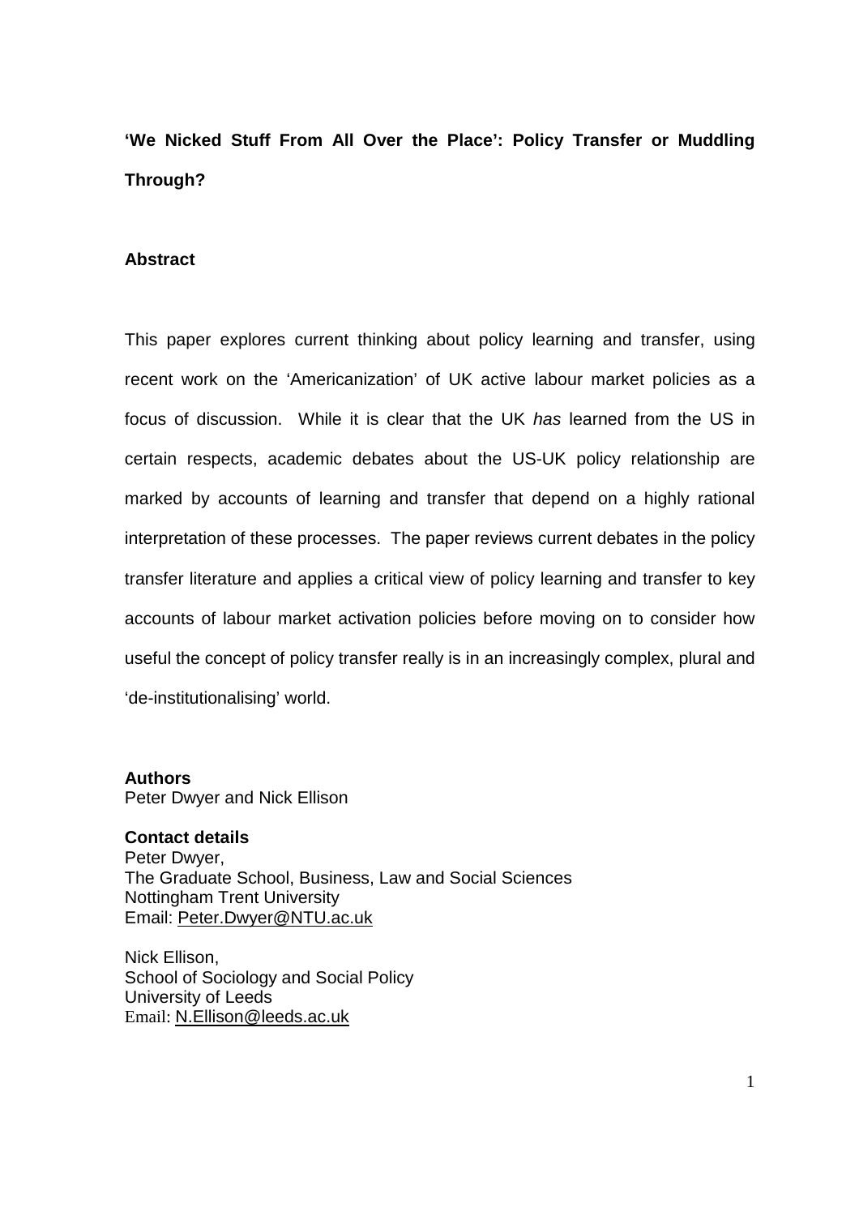# 'We Nicked Stuff From All Over the Place': Policy Transfer or Muddling Through?

## Abstract

This paper explores current thinking about policy learning and transfer, using recent work on the 'Americanization' of UK active labour market policies as a focus of discussion. While it is clear that the UK *has* learned from the US in certain respects, academic debates about the US-UK policy relationship are marked by accounts of learning and transfer that depend on a highly rational interpretation of these processes. The paper reviews current debates in the policy transfer literature and applies a critical view of policy learning and transfer to key accounts of labour market activation policies before moving on to consider how useful the concept of policy transfer really is in an increasingly complex, plural and 'de-institutionalising' world.

**Authors**
Peter Dwyer and Nick Ellison

**Contact details**
Peter Dwyer,
The Graduate School, Business, Law and Social Sciences
Nottingham Trent University
Email: Peter.Dwyer@NTU.ac.uk

Nick Ellison,
School of Sociology and Social Policy
University of Leeds
Email: N.Ellison@leeds.ac.uk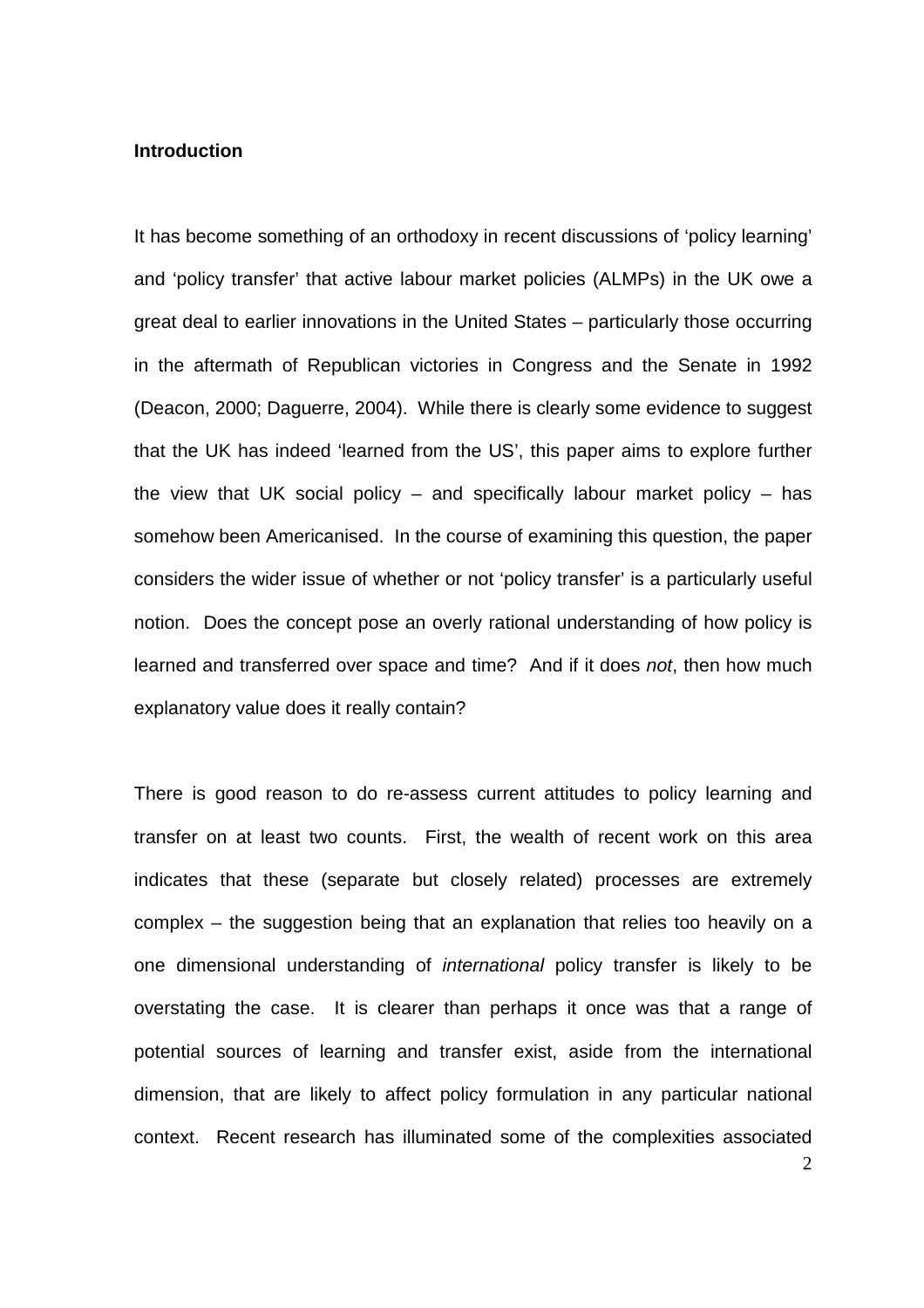**Introduction**

It has become something of an orthodoxy in recent discussions of 'policy learning' and 'policy transfer' that active labour market policies (ALMPs) in the UK owe a great deal to earlier innovations in the United States – particularly those occurring in the aftermath of Republican victories in Congress and the Senate in 1992 (Deacon, 2000; Daguerre, 2004). While there is clearly some evidence to suggest that the UK has indeed 'learned from the US', this paper aims to explore further the view that UK social policy – and specifically labour market policy – has somehow been Americanised. In the course of examining this question, the paper considers the wider issue of whether or not 'policy transfer' is a particularly useful notion. Does the concept pose an overly rational understanding of how policy is learned and transferred over space and time? And if it does *not*, then how much explanatory value does it really contain?

There is good reason to do re-assess current attitudes to policy learning and transfer on at least two counts. First, the wealth of recent work on this area indicates that these (separate but closely related) processes are extremely complex – the suggestion being that an explanation that relies too heavily on a one dimensional understanding of *international* policy transfer is likely to be overstating the case. It is clearer than perhaps it once was that a range of potential sources of learning and transfer exist, aside from the international dimension, that are likely to affect policy formulation in any particular national context. Recent research has illuminated some of the complexities associated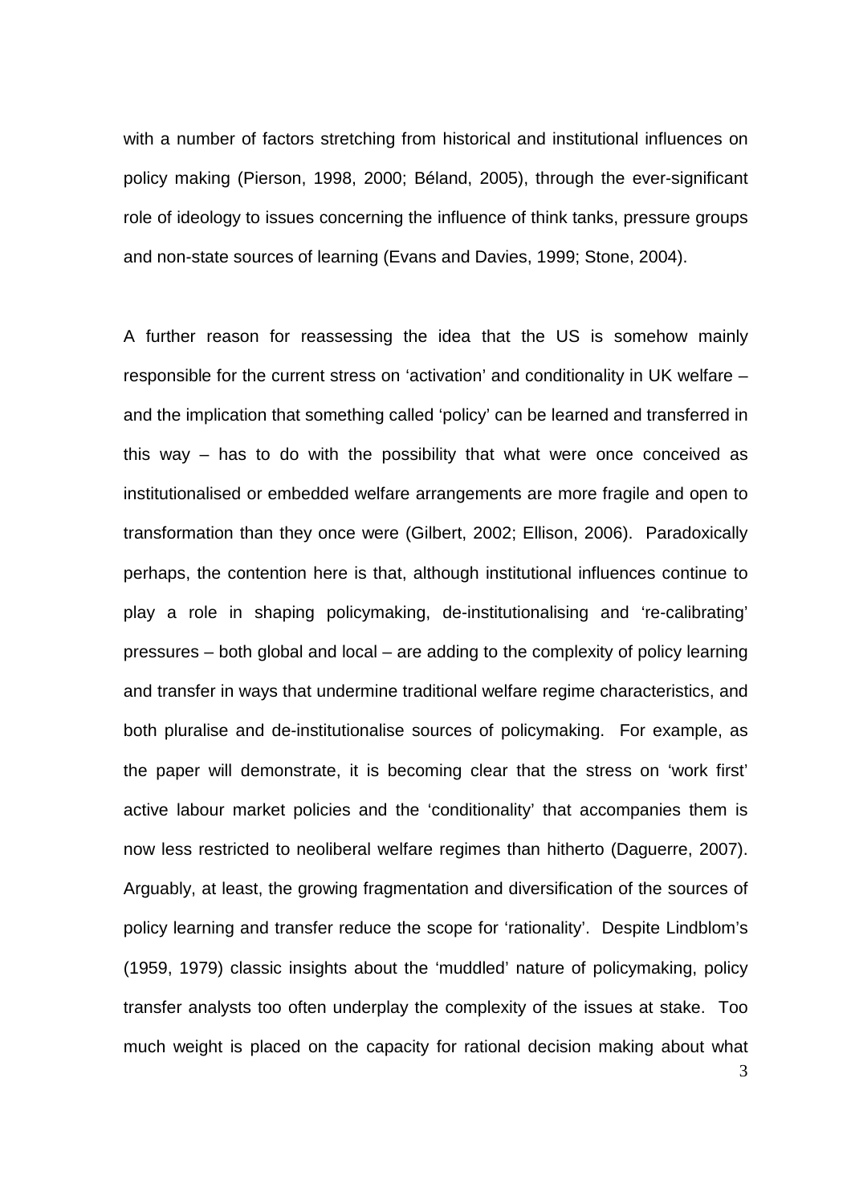with a number of factors stretching from historical and institutional influences on policy making (Pierson, 1998, 2000; Béland, 2005), through the ever-significant role of ideology to issues concerning the influence of think tanks, pressure groups and non-state sources of learning (Evans and Davies, 1999; Stone, 2004).

A further reason for reassessing the idea that the US is somehow mainly responsible for the current stress on 'activation' and conditionality in UK welfare – and the implication that something called 'policy' can be learned and transferred in this way – has to do with the possibility that what were once conceived as institutionalised or embedded welfare arrangements are more fragile and open to transformation than they once were (Gilbert, 2002; Ellison, 2006). Paradoxically perhaps, the contention here is that, although institutional influences continue to play a role in shaping policymaking, de-institutionalising and 're-calibrating' pressures – both global and local – are adding to the complexity of policy learning and transfer in ways that undermine traditional welfare regime characteristics, and both pluralise and de-institutionalise sources of policymaking. For example, as the paper will demonstrate, it is becoming clear that the stress on 'work first' active labour market policies and the 'conditionality' that accompanies them is now less restricted to neoliberal welfare regimes than hitherto (Daguerre, 2007). Arguably, at least, the growing fragmentation and diversification of the sources of policy learning and transfer reduce the scope for 'rationality'. Despite Lindblom's (1959, 1979) classic insights about the 'muddled' nature of policymaking, policy transfer analysts too often underplay the complexity of the issues at stake. Too much weight is placed on the capacity for rational decision making about what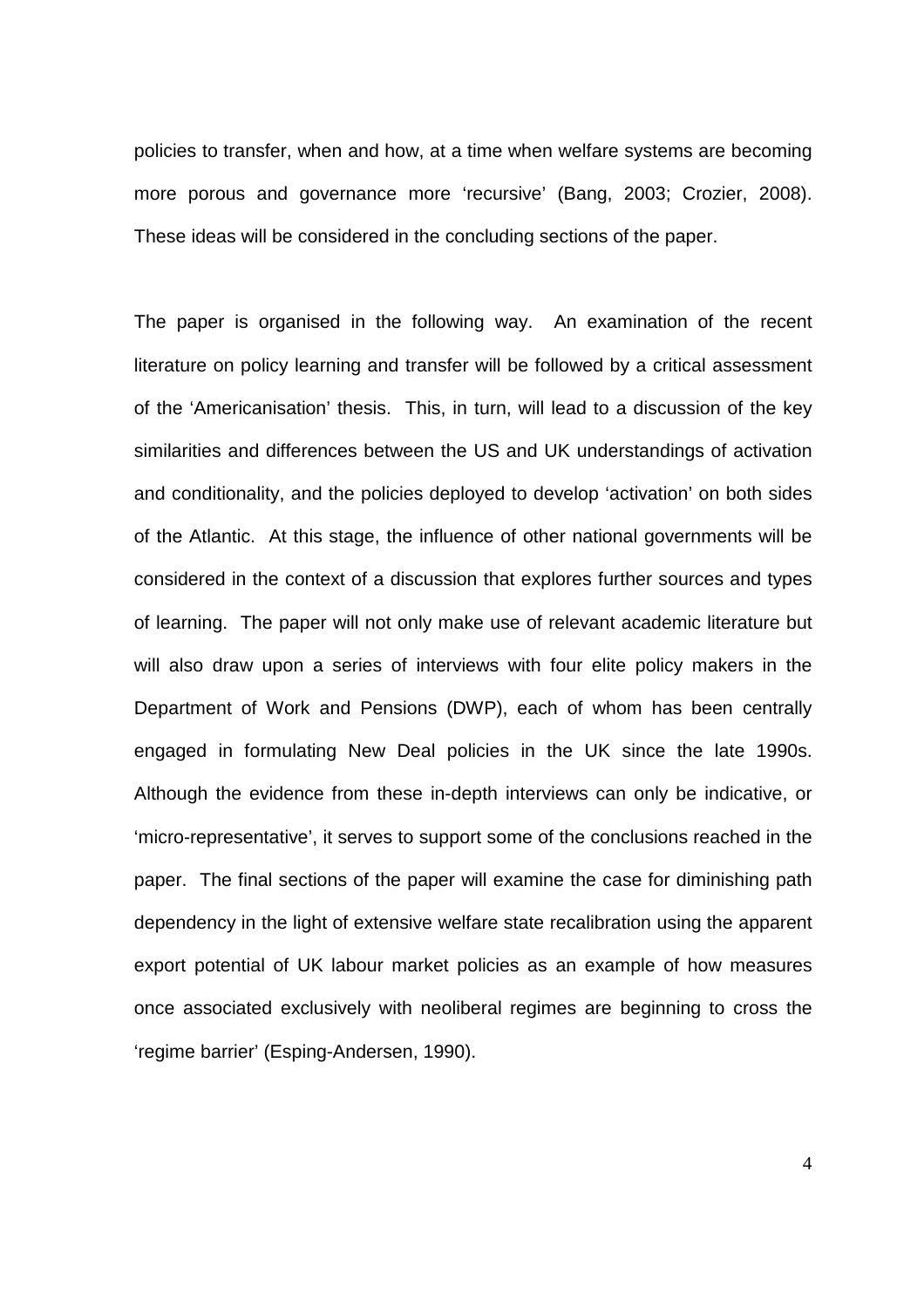policies to transfer, when and how, at a time when welfare systems are becoming more porous and governance more 'recursive' (Bang, 2003; Crozier, 2008). These ideas will be considered in the concluding sections of the paper.

The paper is organised in the following way. An examination of the recent literature on policy learning and transfer will be followed by a critical assessment of the 'Americanisation' thesis. This, in turn, will lead to a discussion of the key similarities and differences between the US and UK understandings of activation and conditionality, and the policies deployed to develop 'activation' on both sides of the Atlantic. At this stage, the influence of other national governments will be considered in the context of a discussion that explores further sources and types of learning. The paper will not only make use of relevant academic literature but will also draw upon a series of interviews with four elite policy makers in the Department of Work and Pensions (DWP), each of whom has been centrally engaged in formulating New Deal policies in the UK since the late 1990s. Although the evidence from these in-depth interviews can only be indicative, or 'micro-representative', it serves to support some of the conclusions reached in the paper. The final sections of the paper will examine the case for diminishing path dependency in the light of extensive welfare state recalibration using the apparent export potential of UK labour market policies as an example of how measures once associated exclusively with neoliberal regimes are beginning to cross the 'regime barrier' (Esping-Andersen, 1990).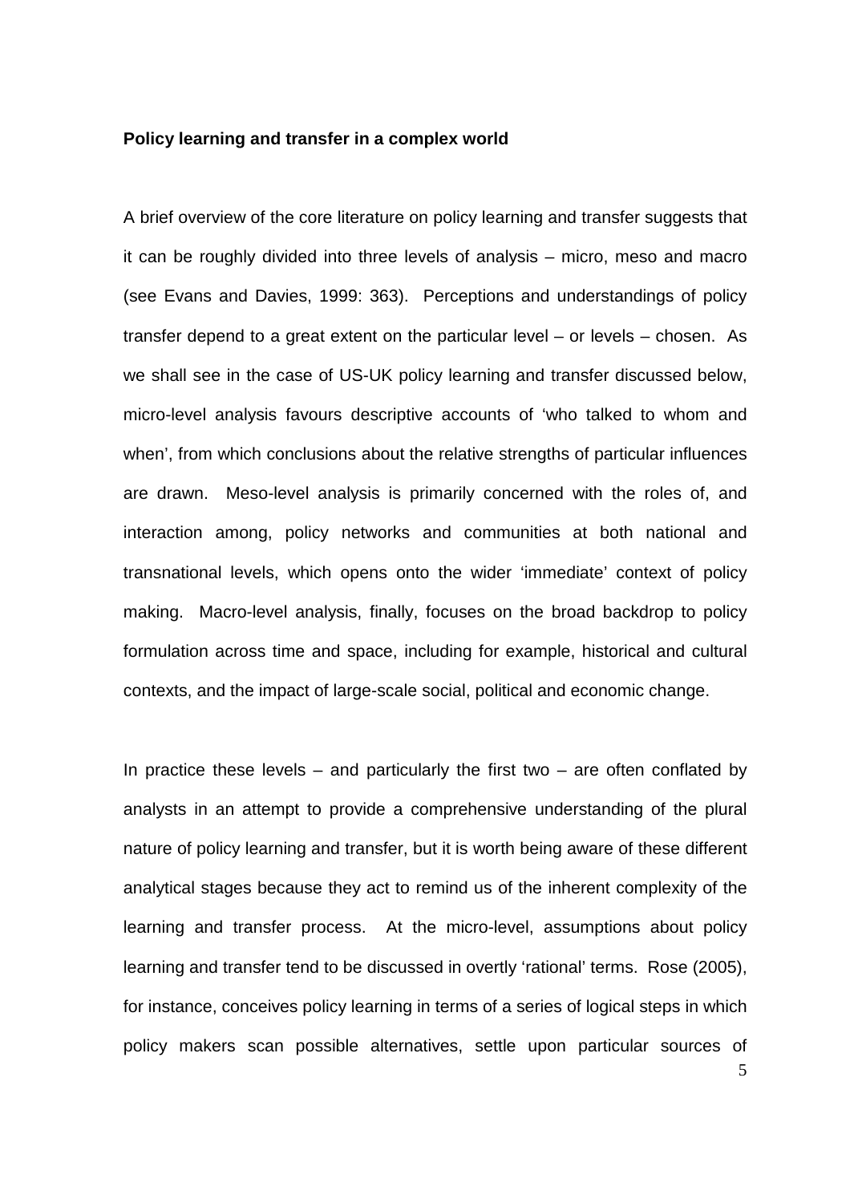**Policy learning and transfer in a complex world**

A brief overview of the core literature on policy learning and transfer suggests that it can be roughly divided into three levels of analysis – micro, meso and macro (see Evans and Davies, 1999: 363). Perceptions and understandings of policy transfer depend to a great extent on the particular level – or levels – chosen. As we shall see in the case of US-UK policy learning and transfer discussed below, micro-level analysis favours descriptive accounts of 'who talked to whom and when', from which conclusions about the relative strengths of particular influences are drawn. Meso-level analysis is primarily concerned with the roles of, and interaction among, policy networks and communities at both national and transnational levels, which opens onto the wider 'immediate' context of policy making. Macro-level analysis, finally, focuses on the broad backdrop to policy formulation across time and space, including for example, historical and cultural contexts, and the impact of large-scale social, political and economic change.

In practice these levels – and particularly the first two – are often conflated by analysts in an attempt to provide a comprehensive understanding of the plural nature of policy learning and transfer, but it is worth being aware of these different analytical stages because they act to remind us of the inherent complexity of the learning and transfer process. At the micro-level, assumptions about policy learning and transfer tend to be discussed in overtly 'rational' terms. Rose (2005), for instance, conceives policy learning in terms of a series of logical steps in which policy makers scan possible alternatives, settle upon particular sources of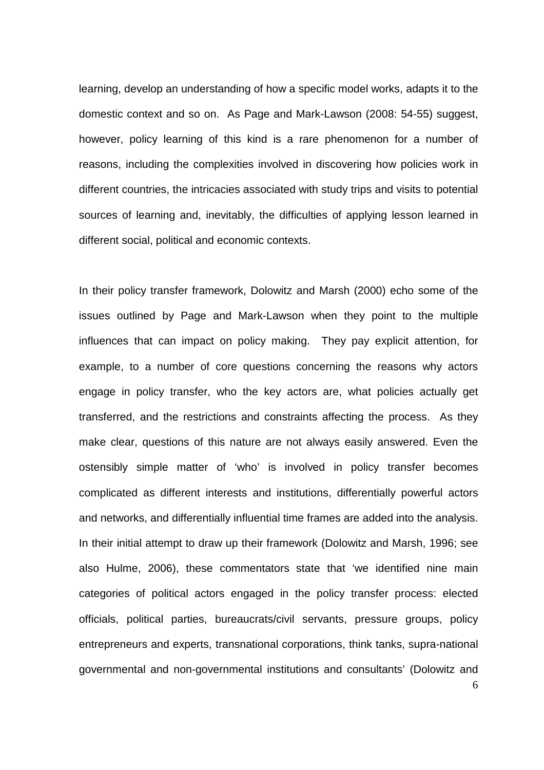learning, develop an understanding of how a specific model works, adapts it to the domestic context and so on. As Page and Mark-Lawson (2008: 54-55) suggest, however, policy learning of this kind is a rare phenomenon for a number of reasons, including the complexities involved in discovering how policies work in different countries, the intricacies associated with study trips and visits to potential sources of learning and, inevitably, the difficulties of applying lesson learned in different social, political and economic contexts.

In their policy transfer framework, Dolowitz and Marsh (2000) echo some of the issues outlined by Page and Mark-Lawson when they point to the multiple influences that can impact on policy making. They pay explicit attention, for example, to a number of core questions concerning the reasons why actors engage in policy transfer, who the key actors are, what policies actually get transferred, and the restrictions and constraints affecting the process. As they make clear, questions of this nature are not always easily answered. Even the ostensibly simple matter of 'who' is involved in policy transfer becomes complicated as different interests and institutions, differentially powerful actors and networks, and differentially influential time frames are added into the analysis. In their initial attempt to draw up their framework (Dolowitz and Marsh, 1996; see also Hulme, 2006), these commentators state that 'we identified nine main categories of political actors engaged in the policy transfer process: elected officials, political parties, bureaucrats/civil servants, pressure groups, policy entrepreneurs and experts, transnational corporations, think tanks, supra-national governmental and non-governmental institutions and consultants' (Dolowitz and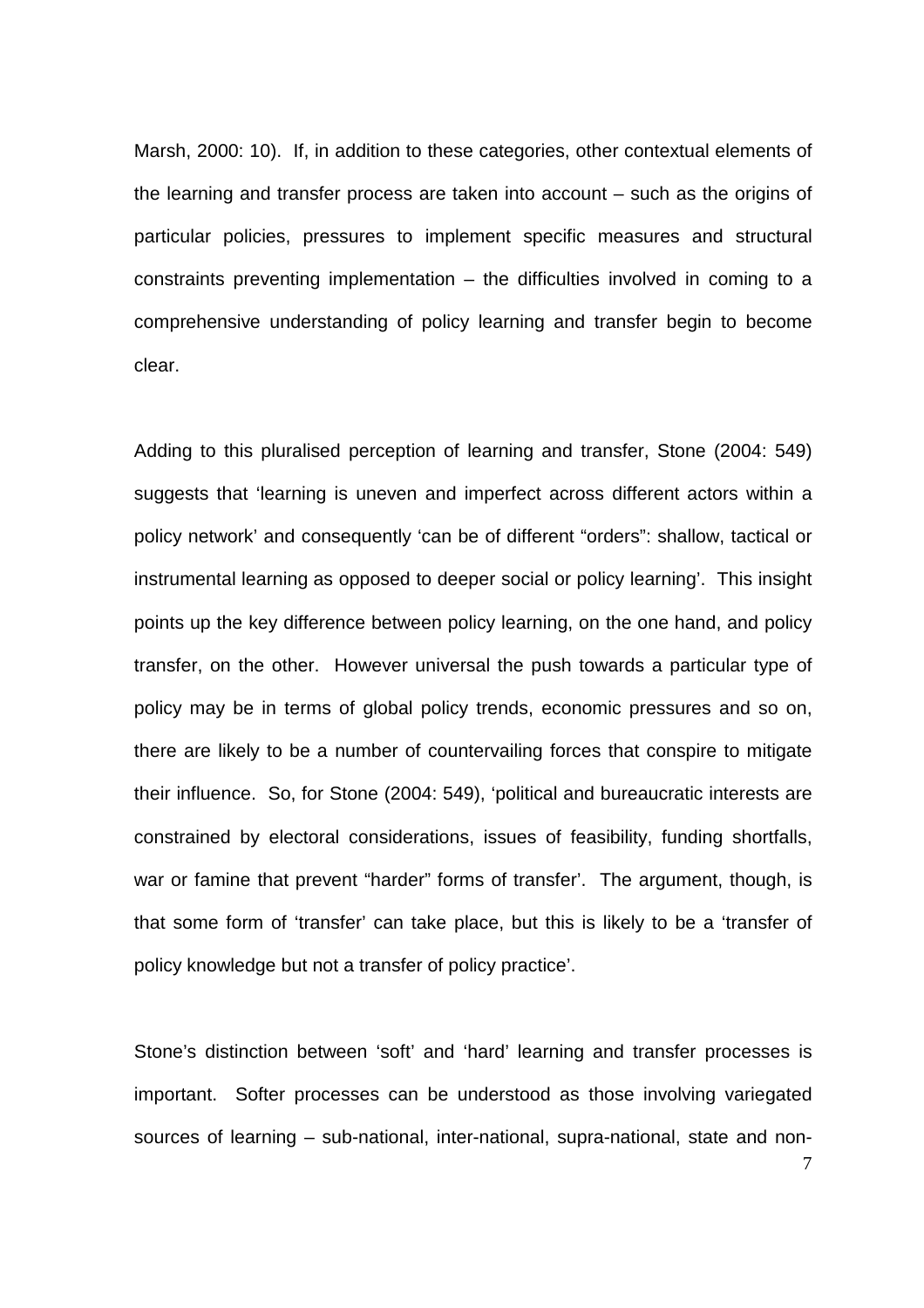Marsh, 2000: 10). If, in addition to these categories, other contextual elements of the learning and transfer process are taken into account – such as the origins of particular policies, pressures to implement specific measures and structural constraints preventing implementation – the difficulties involved in coming to a comprehensive understanding of policy learning and transfer begin to become clear.

Adding to this pluralised perception of learning and transfer, Stone (2004: 549) suggests that 'learning is uneven and imperfect across different actors within a policy network' and consequently 'can be of different "orders": shallow, tactical or instrumental learning as opposed to deeper social or policy learning'. This insight points up the key difference between policy learning, on the one hand, and policy transfer, on the other. However universal the push towards a particular type of policy may be in terms of global policy trends, economic pressures and so on, there are likely to be a number of countervailing forces that conspire to mitigate their influence. So, for Stone (2004: 549), 'political and bureaucratic interests are constrained by electoral considerations, issues of feasibility, funding shortfalls, war or famine that prevent "harder" forms of transfer'. The argument, though, is that some form of 'transfer' can take place, but this is likely to be a 'transfer of policy knowledge but not a transfer of policy practice'.

Stone's distinction between 'soft' and 'hard' learning and transfer processes is important. Softer processes can be understood as those involving variegated sources of learning – sub-national, inter-national, supra-national, state and non-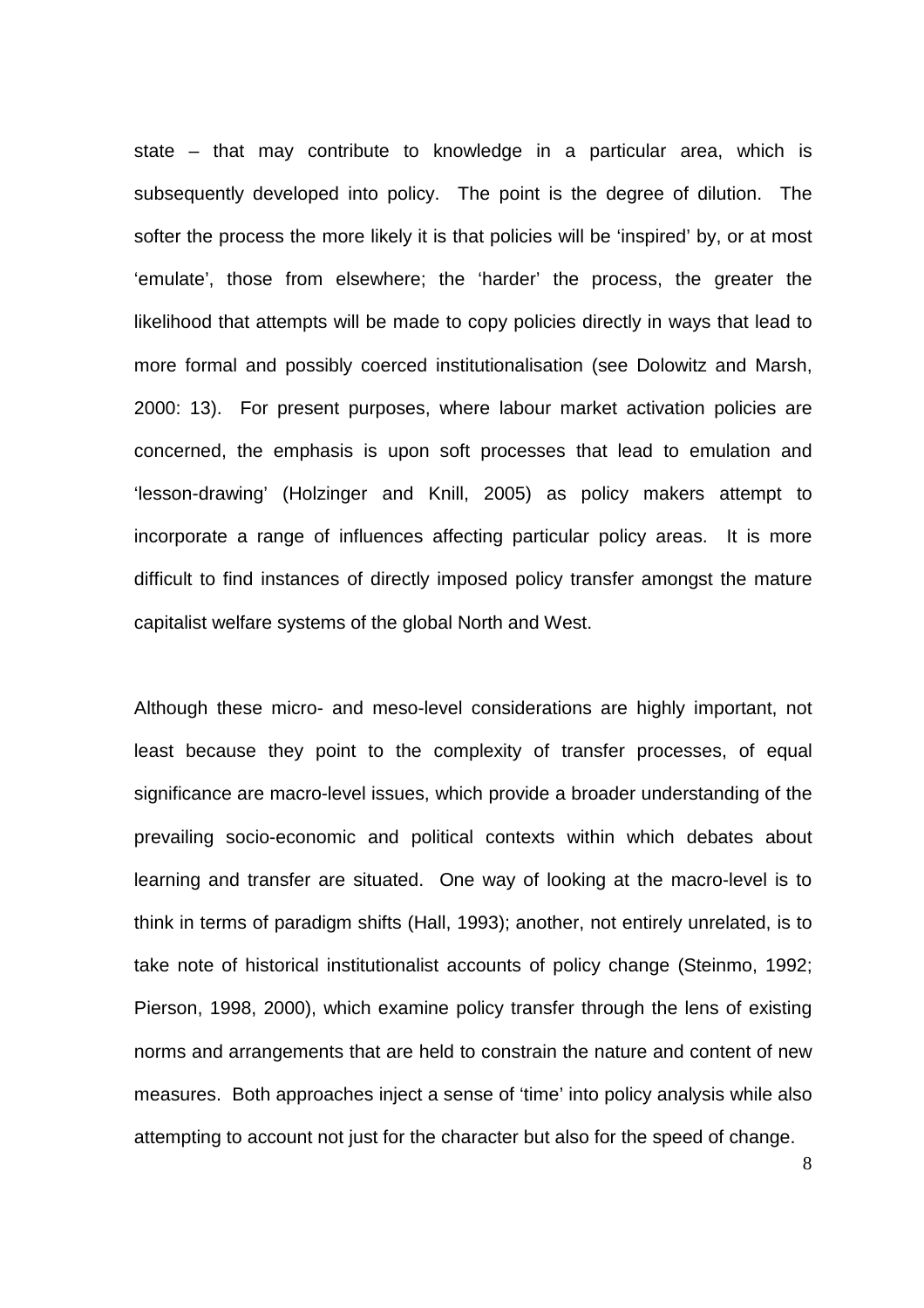state – that may contribute to knowledge in a particular area, which is subsequently developed into policy. The point is the degree of dilution. The softer the process the more likely it is that policies will be 'inspired' by, or at most 'emulate', those from elsewhere; the 'harder' the process, the greater the likelihood that attempts will be made to copy policies directly in ways that lead to more formal and possibly coerced institutionalisation (see Dolowitz and Marsh, 2000: 13). For present purposes, where labour market activation policies are concerned, the emphasis is upon soft processes that lead to emulation and 'lesson-drawing' (Holzinger and Knill, 2005) as policy makers attempt to incorporate a range of influences affecting particular policy areas. It is more difficult to find instances of directly imposed policy transfer amongst the mature capitalist welfare systems of the global North and West.

Although these micro- and meso-level considerations are highly important, not least because they point to the complexity of transfer processes, of equal significance are macro-level issues, which provide a broader understanding of the prevailing socio-economic and political contexts within which debates about learning and transfer are situated. One way of looking at the macro-level is to think in terms of paradigm shifts (Hall, 1993); another, not entirely unrelated, is to take note of historical institutionalist accounts of policy change (Steinmo, 1992; Pierson, 1998, 2000), which examine policy transfer through the lens of existing norms and arrangements that are held to constrain the nature and content of new measures. Both approaches inject a sense of 'time' into policy analysis while also attempting to account not just for the character but also for the speed of change.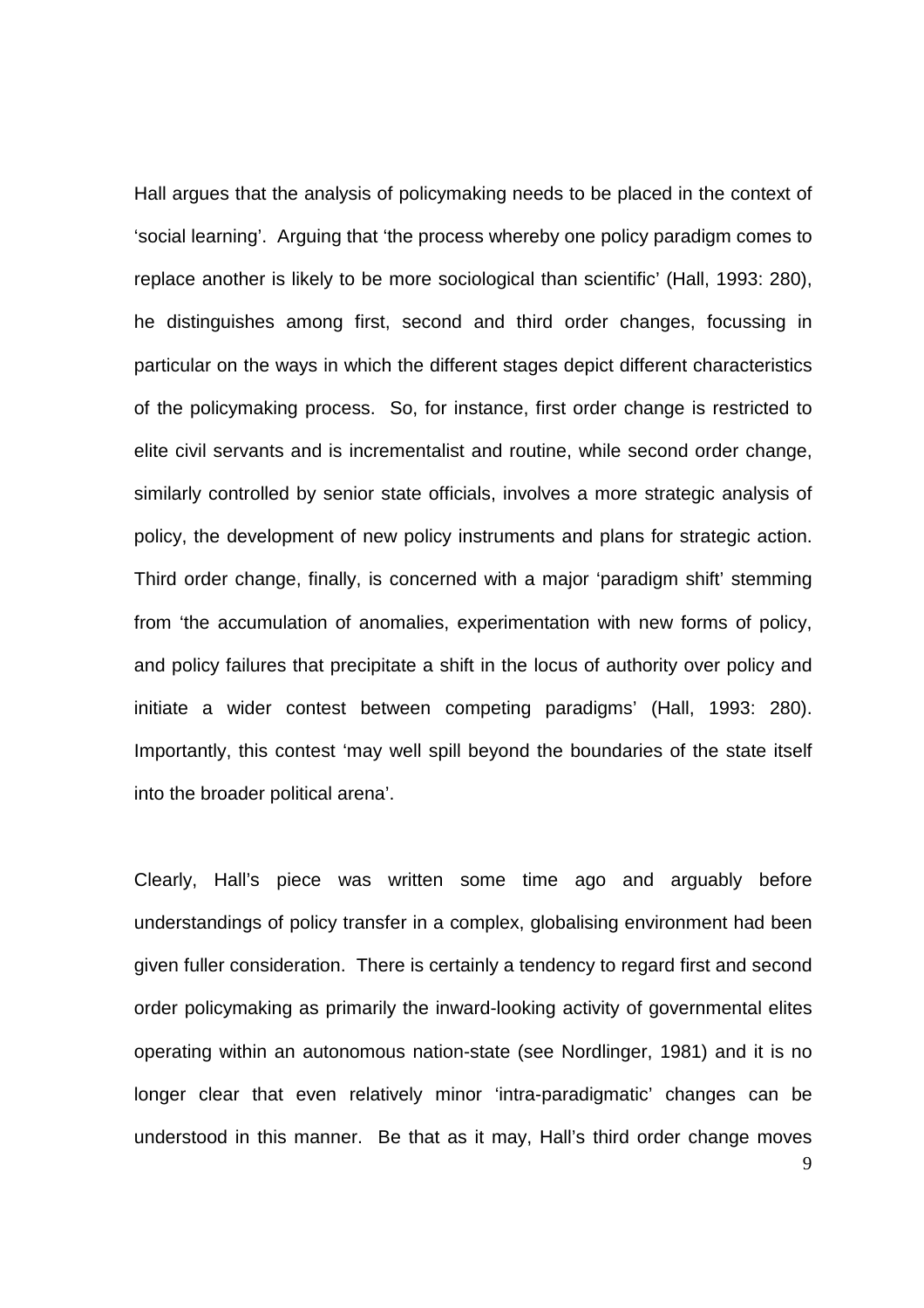Hall argues that the analysis of policymaking needs to be placed in the context of 'social learning'. Arguing that 'the process whereby one policy paradigm comes to replace another is likely to be more sociological than scientific' (Hall, 1993: 280), he distinguishes among first, second and third order changes, focussing in particular on the ways in which the different stages depict different characteristics of the policymaking process. So, for instance, first order change is restricted to elite civil servants and is incrementalist and routine, while second order change, similarly controlled by senior state officials, involves a more strategic analysis of policy, the development of new policy instruments and plans for strategic action. Third order change, finally, is concerned with a major 'paradigm shift' stemming from 'the accumulation of anomalies, experimentation with new forms of policy, and policy failures that precipitate a shift in the locus of authority over policy and initiate a wider contest between competing paradigms' (Hall, 1993: 280). Importantly, this contest 'may well spill beyond the boundaries of the state itself into the broader political arena'.

Clearly, Hall's piece was written some time ago and arguably before understandings of policy transfer in a complex, globalising environment had been given fuller consideration. There is certainly a tendency to regard first and second order policymaking as primarily the inward-looking activity of governmental elites operating within an autonomous nation-state (see Nordlinger, 1981) and it is no longer clear that even relatively minor 'intra-paradigmatic' changes can be understood in this manner. Be that as it may, Hall's third order change moves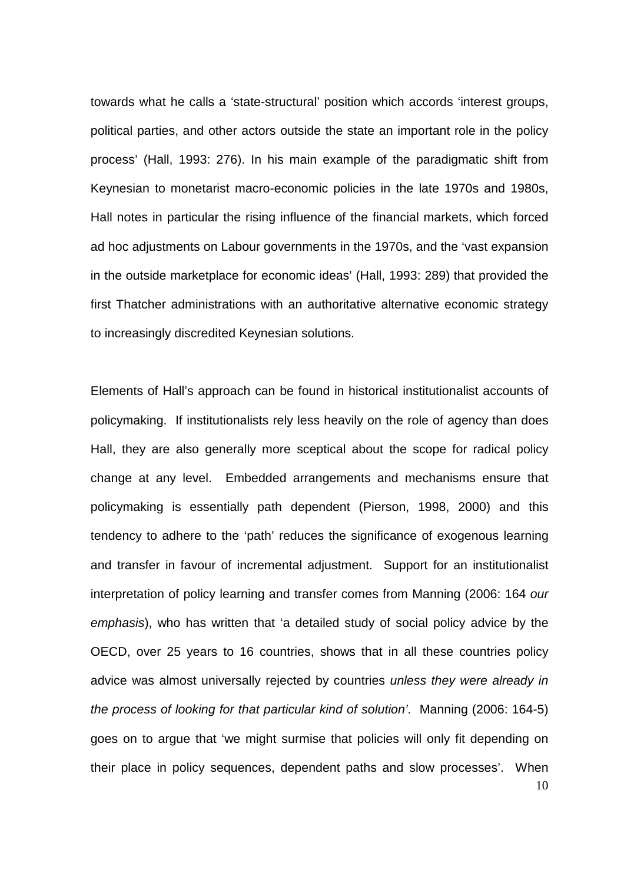towards what he calls a 'state-structural' position which accords 'interest groups, political parties, and other actors outside the state an important role in the policy process' (Hall, 1993: 276). In his main example of the paradigmatic shift from Keynesian to monetarist macro-economic policies in the late 1970s and 1980s, Hall notes in particular the rising influence of the financial markets, which forced ad hoc adjustments on Labour governments in the 1970s, and the 'vast expansion in the outside marketplace for economic ideas' (Hall, 1993: 289) that provided the first Thatcher administrations with an authoritative alternative economic strategy to increasingly discredited Keynesian solutions.

Elements of Hall's approach can be found in historical institutionalist accounts of policymaking. If institutionalists rely less heavily on the role of agency than does Hall, they are also generally more sceptical about the scope for radical policy change at any level. Embedded arrangements and mechanisms ensure that policymaking is essentially path dependent (Pierson, 1998, 2000) and this tendency to adhere to the 'path' reduces the significance of exogenous learning and transfer in favour of incremental adjustment. Support for an institutionalist interpretation of policy learning and transfer comes from Manning (2006: 164 *our emphasis*), who has written that 'a detailed study of social policy advice by the OECD, over 25 years to 16 countries, shows that in all these countries policy advice was almost universally rejected by countries *unless they were already in the process of looking for that particular kind of solution'*. Manning (2006: 164-5) goes on to argue that 'we might surmise that policies will only fit depending on their place in policy sequences, dependent paths and slow processes'. When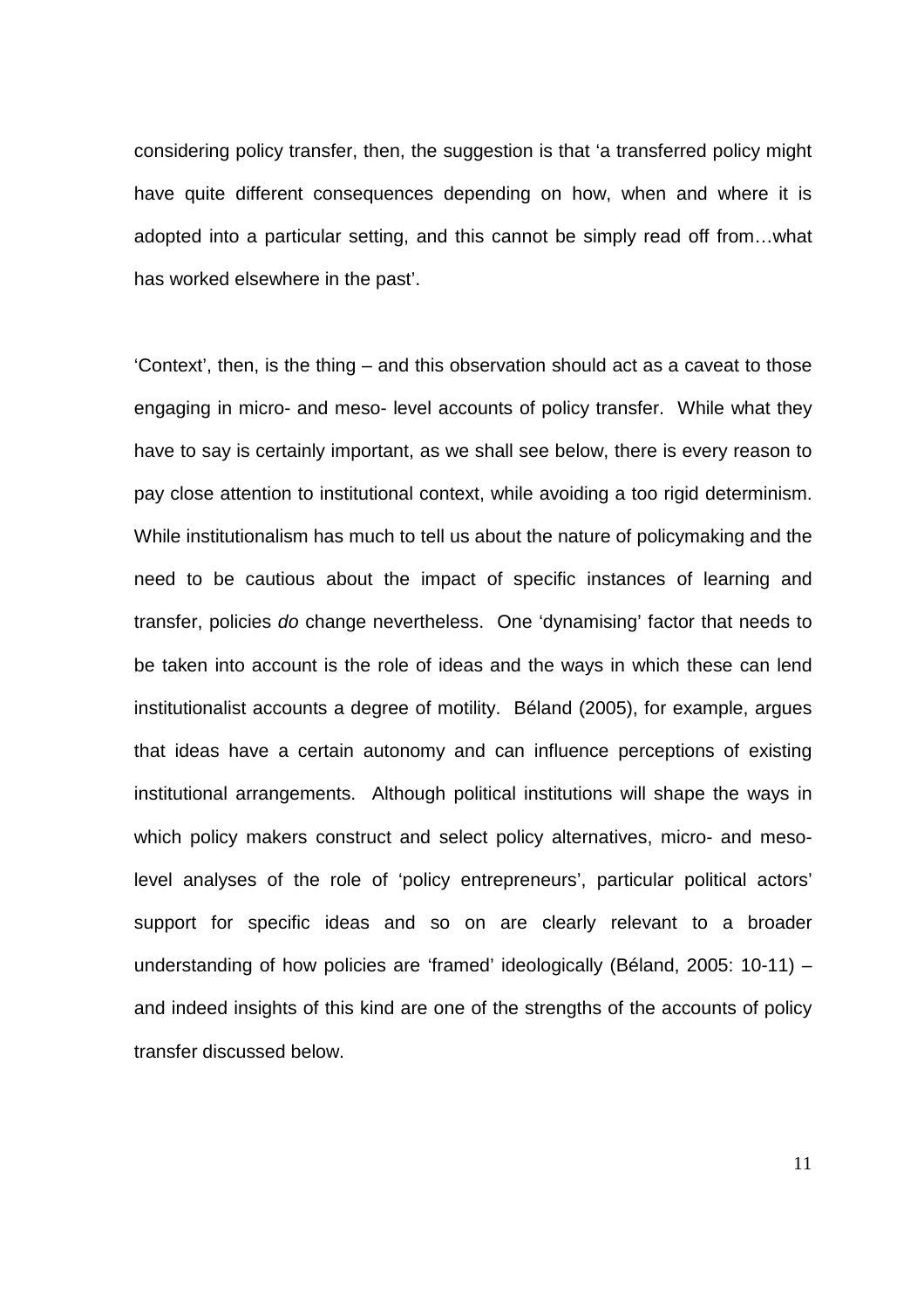considering policy transfer, then, the suggestion is that 'a transferred policy might have quite different consequences depending on how, when and where it is adopted into a particular setting, and this cannot be simply read off from…what has worked elsewhere in the past'.

'Context', then, is the thing – and this observation should act as a caveat to those engaging in micro- and meso- level accounts of policy transfer. While what they have to say is certainly important, as we shall see below, there is every reason to pay close attention to institutional context, while avoiding a too rigid determinism. While institutionalism has much to tell us about the nature of policymaking and the need to be cautious about the impact of specific instances of learning and transfer, policies *do* change nevertheless. One 'dynamising' factor that needs to be taken into account is the role of ideas and the ways in which these can lend institutionalist accounts a degree of motility. Béland (2005), for example, argues that ideas have a certain autonomy and can influence perceptions of existing institutional arrangements. Although political institutions will shape the ways in which policy makers construct and select policy alternatives, micro- and meso-level analyses of the role of 'policy entrepreneurs', particular political actors' support for specific ideas and so on are clearly relevant to a broader understanding of how policies are 'framed' ideologically (Béland, 2005: 10-11) – and indeed insights of this kind are one of the strengths of the accounts of policy transfer discussed below.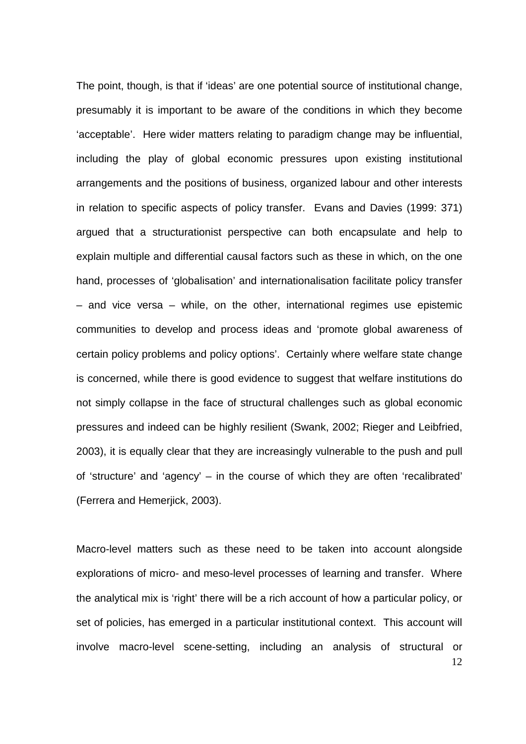The point, though, is that if 'ideas' are one potential source of institutional change, presumably it is important to be aware of the conditions in which they become 'acceptable'. Here wider matters relating to paradigm change may be influential, including the play of global economic pressures upon existing institutional arrangements and the positions of business, organized labour and other interests in relation to specific aspects of policy transfer. Evans and Davies (1999: 371) argued that a structurationist perspective can both encapsulate and help to explain multiple and differential causal factors such as these in which, on the one hand, processes of 'globalisation' and internationalisation facilitate policy transfer – and vice versa – while, on the other, international regimes use epistemic communities to develop and process ideas and 'promote global awareness of certain policy problems and policy options'. Certainly where welfare state change is concerned, while there is good evidence to suggest that welfare institutions do not simply collapse in the face of structural challenges such as global economic pressures and indeed can be highly resilient (Swank, 2002; Rieger and Leibfried, 2003), it is equally clear that they are increasingly vulnerable to the push and pull of 'structure' and 'agency' – in the course of which they are often 'recalibrated' (Ferrera and Hemerjick, 2003).

Macro-level matters such as these need to be taken into account alongside explorations of micro- and meso-level processes of learning and transfer. Where the analytical mix is 'right' there will be a rich account of how a particular policy, or set of policies, has emerged in a particular institutional context. This account will involve macro-level scene-setting, including an analysis of structural or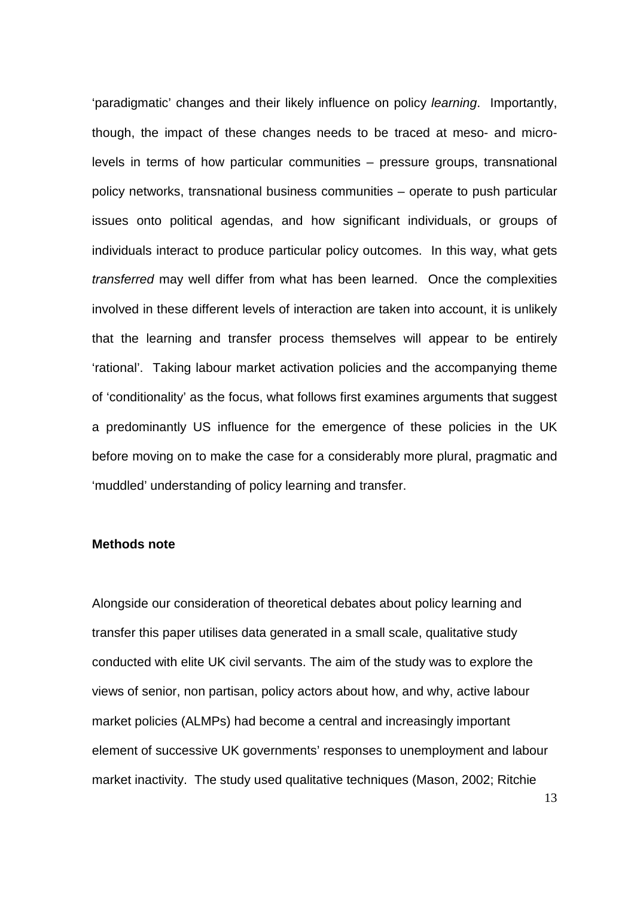'paradigmatic' changes and their likely influence on policy *learning*. Importantly, though, the impact of these changes needs to be traced at meso- and micro-levels in terms of how particular communities – pressure groups, transnational policy networks, transnational business communities – operate to push particular issues onto political agendas, and how significant individuals, or groups of individuals interact to produce particular policy outcomes. In this way, what gets *transferred* may well differ from what has been learned. Once the complexities involved in these different levels of interaction are taken into account, it is unlikely that the learning and transfer process themselves will appear to be entirely 'rational'. Taking labour market activation policies and the accompanying theme of 'conditionality' as the focus, what follows first examines arguments that suggest a predominantly US influence for the emergence of these policies in the UK before moving on to make the case for a considerably more plural, pragmatic and 'muddled' understanding of policy learning and transfer.

**Methods note**

Alongside our consideration of theoretical debates about policy learning and transfer this paper utilises data generated in a small scale, qualitative study conducted with elite UK civil servants. The aim of the study was to explore the views of senior, non partisan, policy actors about how, and why, active labour market policies (ALMPs) had become a central and increasingly important element of successive UK governments' responses to unemployment and labour market inactivity. The study used qualitative techniques (Mason, 2002; Ritchie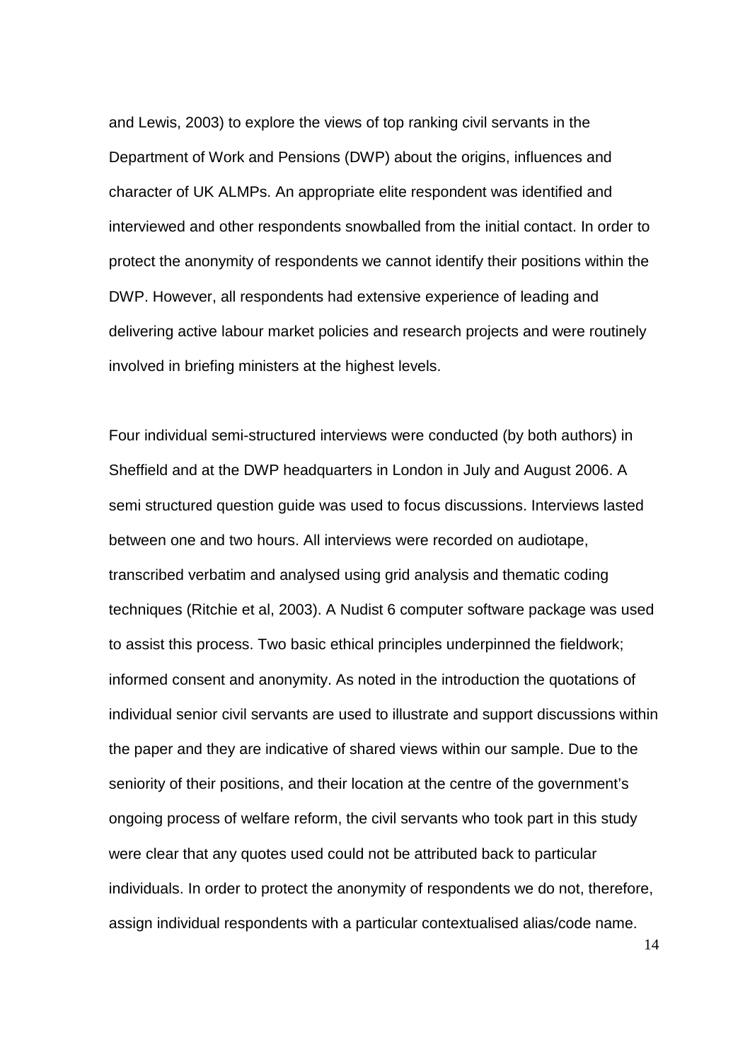and Lewis, 2003) to explore the views of top ranking civil servants in the Department of Work and Pensions (DWP) about the origins, influences and character of UK ALMPs. An appropriate elite respondent was identified and interviewed and other respondents snowballed from the initial contact. In order to protect the anonymity of respondents we cannot identify their positions within the DWP. However, all respondents had extensive experience of leading and delivering active labour market policies and research projects and were routinely involved in briefing ministers at the highest levels.

Four individual semi-structured interviews were conducted (by both authors) in Sheffield and at the DWP headquarters in London in July and August 2006. A semi structured question guide was used to focus discussions. Interviews lasted between one and two hours. All interviews were recorded on audiotape, transcribed verbatim and analysed using grid analysis and thematic coding techniques (Ritchie et al, 2003). A Nudist 6 computer software package was used to assist this process. Two basic ethical principles underpinned the fieldwork; informed consent and anonymity. As noted in the introduction the quotations of individual senior civil servants are used to illustrate and support discussions within the paper and they are indicative of shared views within our sample. Due to the seniority of their positions, and their location at the centre of the government's ongoing process of welfare reform, the civil servants who took part in this study were clear that any quotes used could not be attributed back to particular individuals. In order to protect the anonymity of respondents we do not, therefore, assign individual respondents with a particular contextualised alias/code name.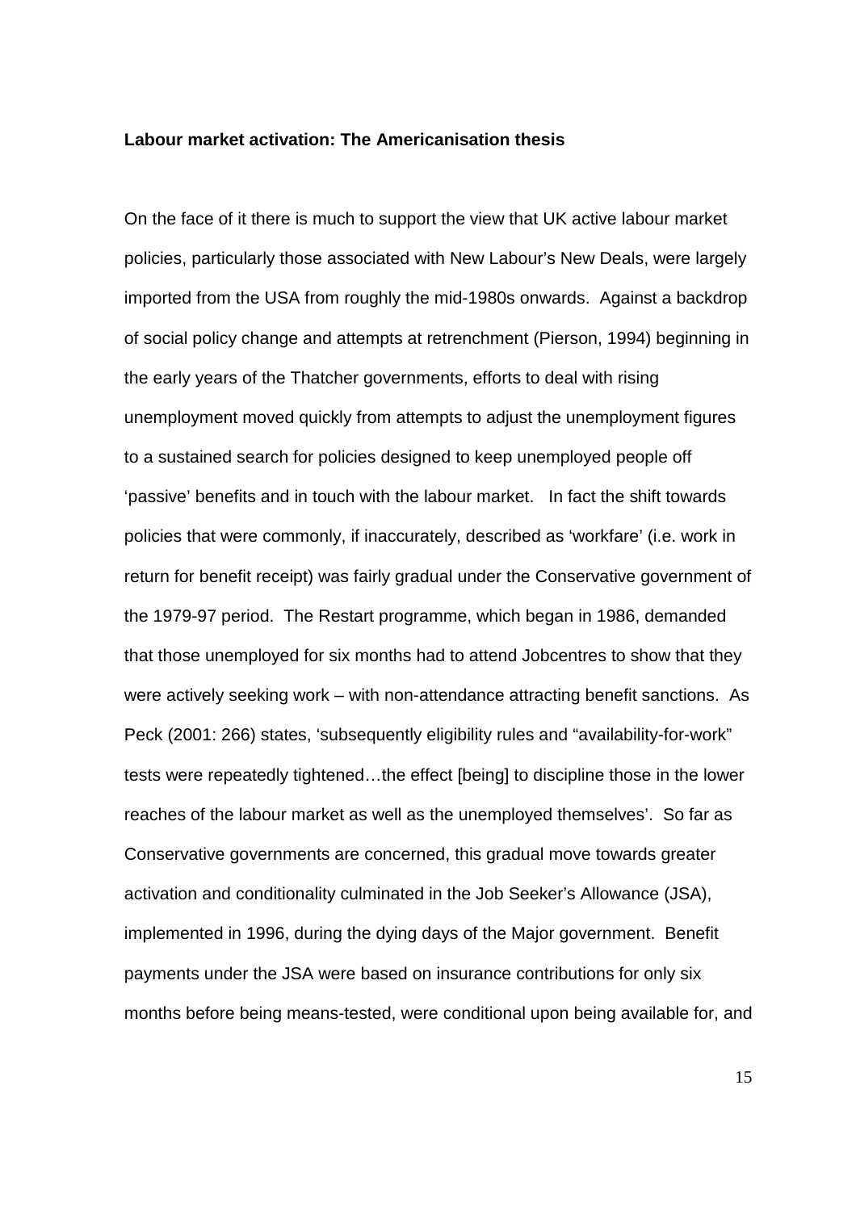**Labour market activation: The Americanisation thesis**

On the face of it there is much to support the view that UK active labour market policies, particularly those associated with New Labour's New Deals, were largely imported from the USA from roughly the mid-1980s onwards. Against a backdrop of social policy change and attempts at retrenchment (Pierson, 1994) beginning in the early years of the Thatcher governments, efforts to deal with rising unemployment moved quickly from attempts to adjust the unemployment figures to a sustained search for policies designed to keep unemployed people off 'passive' benefits and in touch with the labour market. In fact the shift towards policies that were commonly, if inaccurately, described as 'workfare' (i.e. work in return for benefit receipt) was fairly gradual under the Conservative government of the 1979-97 period. The Restart programme, which began in 1986, demanded that those unemployed for six months had to attend Jobcentres to show that they were actively seeking work – with non-attendance attracting benefit sanctions. As Peck (2001: 266) states, 'subsequently eligibility rules and "availability-for-work" tests were repeatedly tightened…the effect [being] to discipline those in the lower reaches of the labour market as well as the unemployed themselves'. So far as Conservative governments are concerned, this gradual move towards greater activation and conditionality culminated in the Job Seeker's Allowance (JSA), implemented in 1996, during the dying days of the Major government. Benefit payments under the JSA were based on insurance contributions for only six months before being means-tested, were conditional upon being available for, and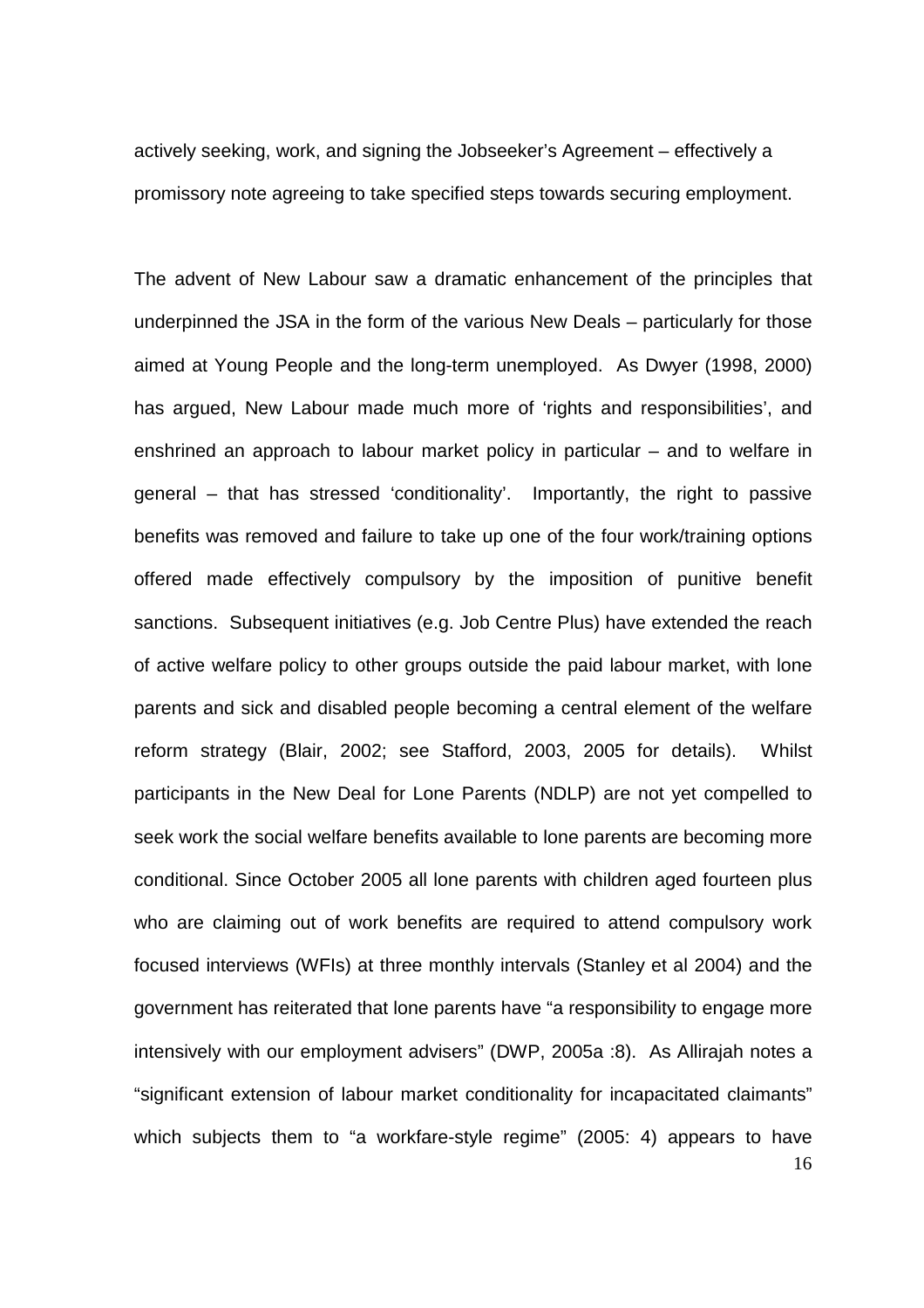actively seeking, work, and signing the Jobseeker's Agreement – effectively a promissory note agreeing to take specified steps towards securing employment.

The advent of New Labour saw a dramatic enhancement of the principles that underpinned the JSA in the form of the various New Deals – particularly for those aimed at Young People and the long-term unemployed. As Dwyer (1998, 2000) has argued, New Labour made much more of 'rights and responsibilities', and enshrined an approach to labour market policy in particular – and to welfare in general – that has stressed 'conditionality'. Importantly, the right to passive benefits was removed and failure to take up one of the four work/training options offered made effectively compulsory by the imposition of punitive benefit sanctions. Subsequent initiatives (e.g. Job Centre Plus) have extended the reach of active welfare policy to other groups outside the paid labour market, with lone parents and sick and disabled people becoming a central element of the welfare reform strategy (Blair, 2002; see Stafford, 2003, 2005 for details). Whilst participants in the New Deal for Lone Parents (NDLP) are not yet compelled to seek work the social welfare benefits available to lone parents are becoming more conditional. Since October 2005 all lone parents with children aged fourteen plus who are claiming out of work benefits are required to attend compulsory work focused interviews (WFIs) at three monthly intervals (Stanley et al 2004) and the government has reiterated that lone parents have "a responsibility to engage more intensively with our employment advisers" (DWP, 2005a :8). As Allirajah notes a "significant extension of labour market conditionality for incapacitated claimants" which subjects them to "a workfare-style regime" (2005: 4) appears to have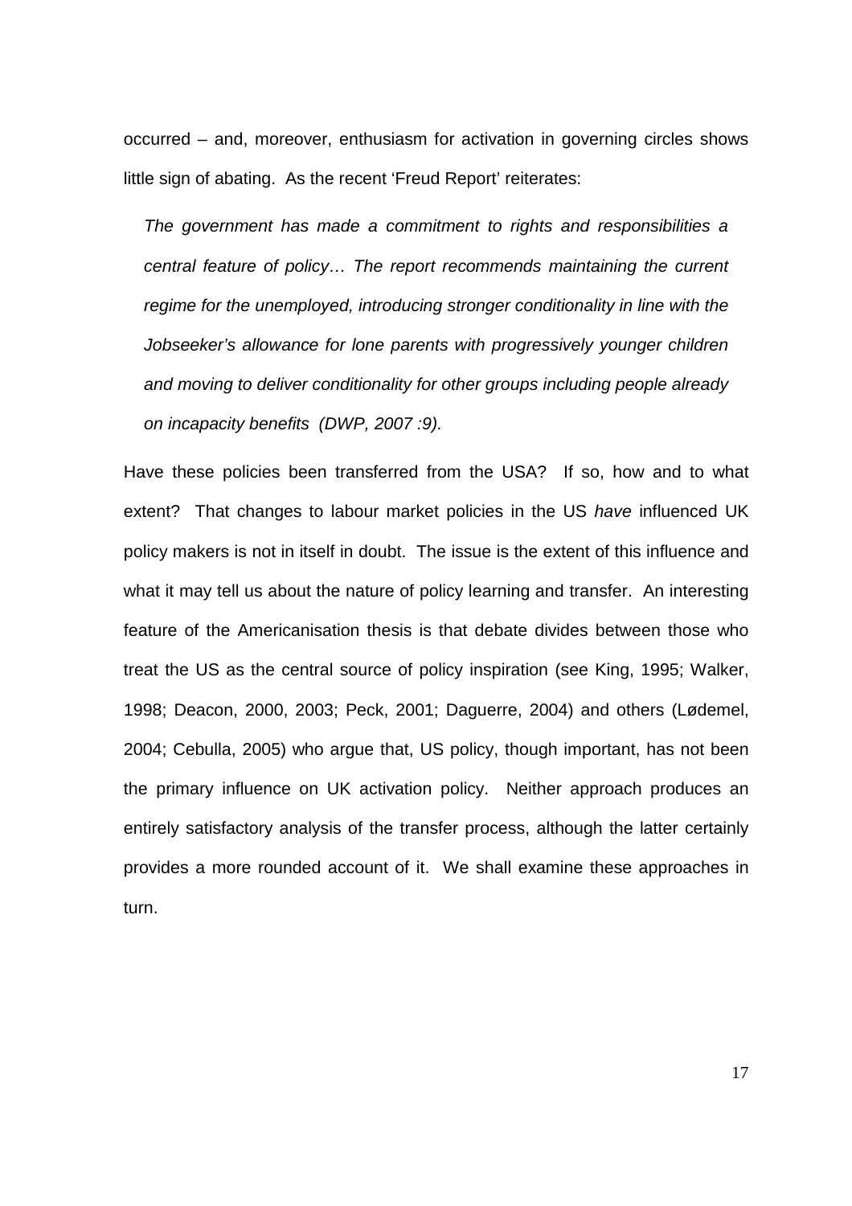occurred – and, moreover, enthusiasm for activation in governing circles shows little sign of abating. As the recent 'Freud Report' reiterates:

> *The government has made a commitment to rights and responsibilities a central feature of policy… The report recommends maintaining the current regime for the unemployed, introducing stronger conditionality in line with the Jobseeker's allowance for lone parents with progressively younger children and moving to deliver conditionality for other groups including people already on incapacity benefits (DWP, 2007 :9).*

Have these policies been transferred from the USA? If so, how and to what extent? That changes to labour market policies in the US *have* influenced UK policy makers is not in itself in doubt. The issue is the extent of this influence and what it may tell us about the nature of policy learning and transfer. An interesting feature of the Americanisation thesis is that debate divides between those who treat the US as the central source of policy inspiration (see King, 1995; Walker, 1998; Deacon, 2000, 2003; Peck, 2001; Daguerre, 2004) and others (Lødemel, 2004; Cebulla, 2005) who argue that, US policy, though important, has not been the primary influence on UK activation policy. Neither approach produces an entirely satisfactory analysis of the transfer process, although the latter certainly provides a more rounded account of it. We shall examine these approaches in turn.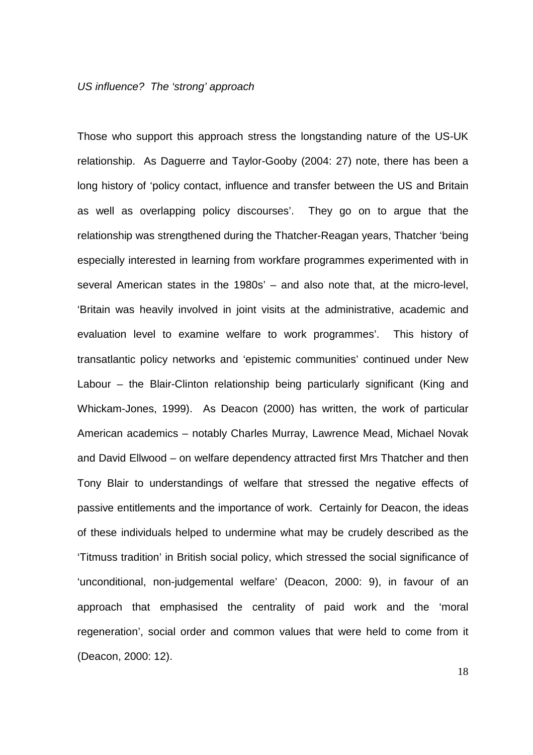*US influence? The 'strong' approach*

Those who support this approach stress the longstanding nature of the US-UK relationship. As Daguerre and Taylor-Gooby (2004: 27) note, there has been a long history of 'policy contact, influence and transfer between the US and Britain as well as overlapping policy discourses'. They go on to argue that the relationship was strengthened during the Thatcher-Reagan years, Thatcher 'being especially interested in learning from workfare programmes experimented with in several American states in the 1980s' – and also note that, at the micro-level, 'Britain was heavily involved in joint visits at the administrative, academic and evaluation level to examine welfare to work programmes'. This history of transatlantic policy networks and 'epistemic communities' continued under New Labour – the Blair-Clinton relationship being particularly significant (King and Whickam-Jones, 1999). As Deacon (2000) has written, the work of particular American academics – notably Charles Murray, Lawrence Mead, Michael Novak and David Ellwood – on welfare dependency attracted first Mrs Thatcher and then Tony Blair to understandings of welfare that stressed the negative effects of passive entitlements and the importance of work. Certainly for Deacon, the ideas of these individuals helped to undermine what may be crudely described as the 'Titmuss tradition' in British social policy, which stressed the social significance of 'unconditional, non-judgemental welfare' (Deacon, 2000: 9), in favour of an approach that emphasised the centrality of paid work and the 'moral regeneration', social order and common values that were held to come from it (Deacon, 2000: 12).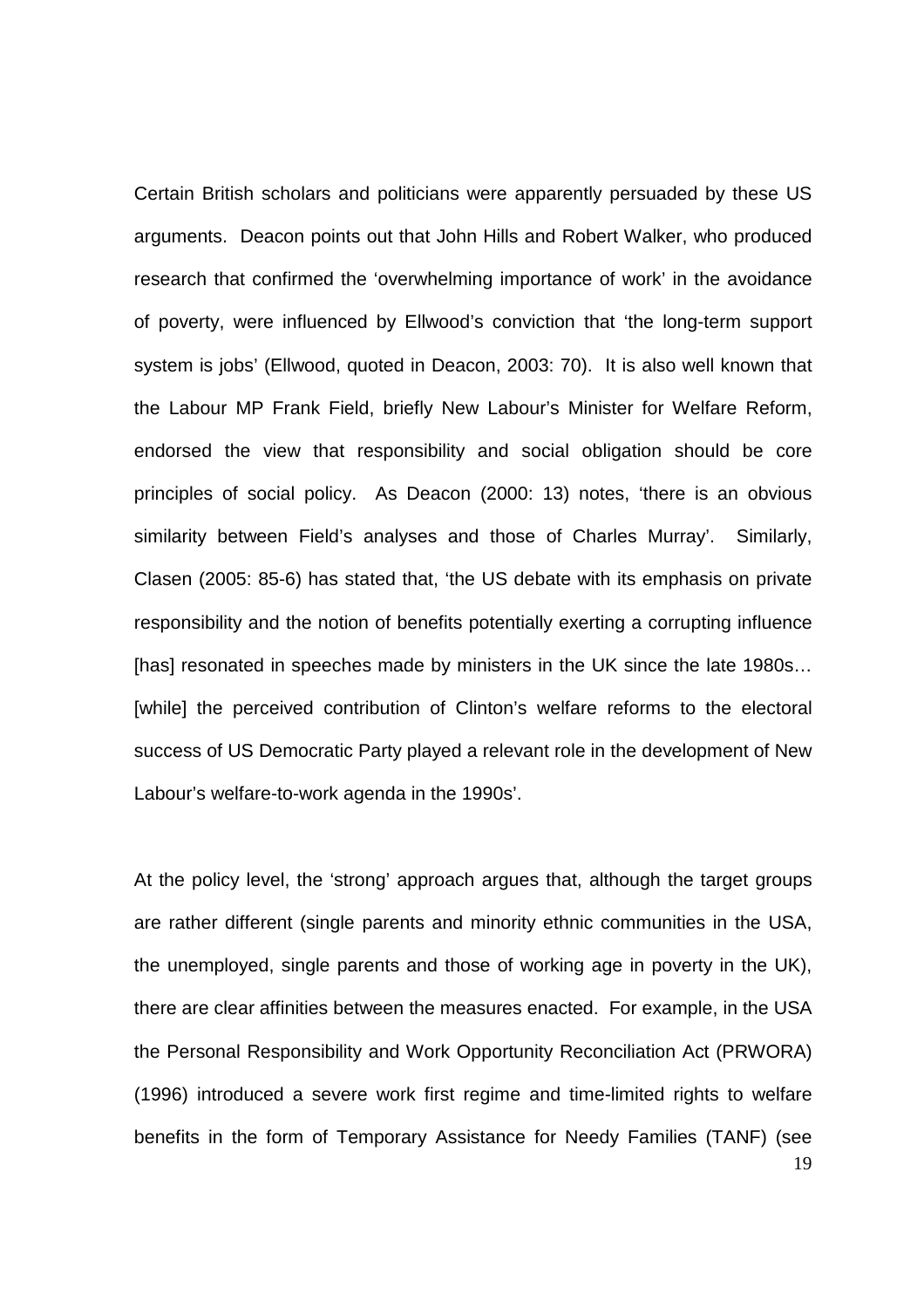Certain British scholars and politicians were apparently persuaded by these US arguments. Deacon points out that John Hills and Robert Walker, who produced research that confirmed the 'overwhelming importance of work' in the avoidance of poverty, were influenced by Ellwood's conviction that 'the long-term support system is jobs' (Ellwood, quoted in Deacon, 2003: 70). It is also well known that the Labour MP Frank Field, briefly New Labour's Minister for Welfare Reform, endorsed the view that responsibility and social obligation should be core principles of social policy. As Deacon (2000: 13) notes, 'there is an obvious similarity between Field's analyses and those of Charles Murray'. Similarly, Clasen (2005: 85-6) has stated that, 'the US debate with its emphasis on private responsibility and the notion of benefits potentially exerting a corrupting influence [has] resonated in speeches made by ministers in the UK since the late 1980s… [while] the perceived contribution of Clinton's welfare reforms to the electoral success of US Democratic Party played a relevant role in the development of New Labour's welfare-to-work agenda in the 1990s'.

At the policy level, the 'strong' approach argues that, although the target groups are rather different (single parents and minority ethnic communities in the USA, the unemployed, single parents and those of working age in poverty in the UK), there are clear affinities between the measures enacted. For example, in the USA the Personal Responsibility and Work Opportunity Reconciliation Act (PRWORA) (1996) introduced a severe work first regime and time-limited rights to welfare benefits in the form of Temporary Assistance for Needy Families (TANF) (see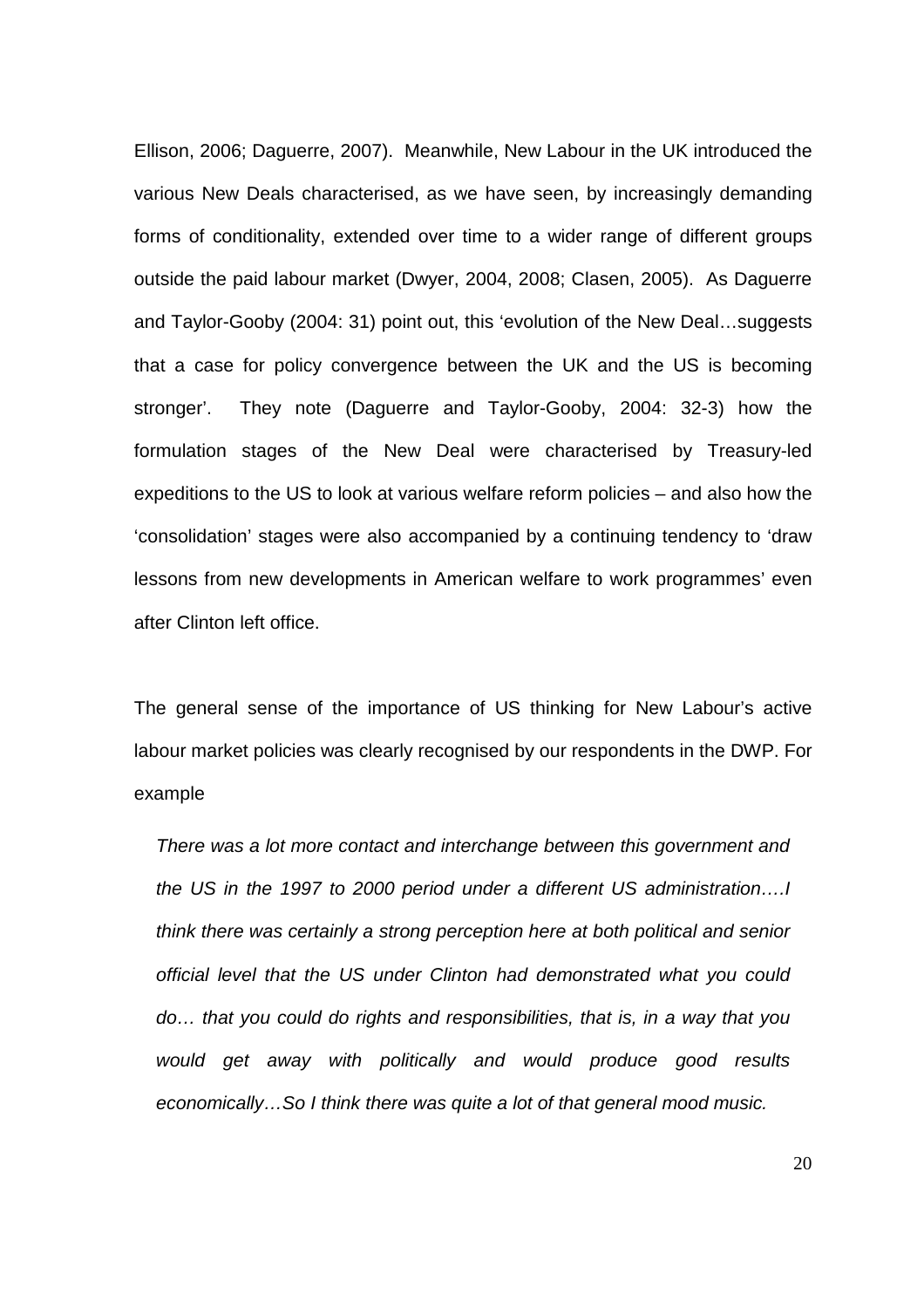Ellison, 2006; Daguerre, 2007). Meanwhile, New Labour in the UK introduced the various New Deals characterised, as we have seen, by increasingly demanding forms of conditionality, extended over time to a wider range of different groups outside the paid labour market (Dwyer, 2004, 2008; Clasen, 2005). As Daguerre and Taylor-Gooby (2004: 31) point out, this 'evolution of the New Deal…suggests that a case for policy convergence between the UK and the US is becoming stronger'. They note (Daguerre and Taylor-Gooby, 2004: 32-3) how the formulation stages of the New Deal were characterised by Treasury-led expeditions to the US to look at various welfare reform policies – and also how the 'consolidation' stages were also accompanied by a continuing tendency to 'draw lessons from new developments in American welfare to work programmes' even after Clinton left office.

The general sense of the importance of US thinking for New Labour's active labour market policies was clearly recognised by our respondents in the DWP. For example

> *There was a lot more contact and interchange between this government and the US in the 1997 to 2000 period under a different US administration….I think there was certainly a strong perception here at both political and senior official level that the US under Clinton had demonstrated what you could do… that you could do rights and responsibilities, that is, in a way that you would get away with politically and would produce good results economically…So I think there was quite a lot of that general mood music.*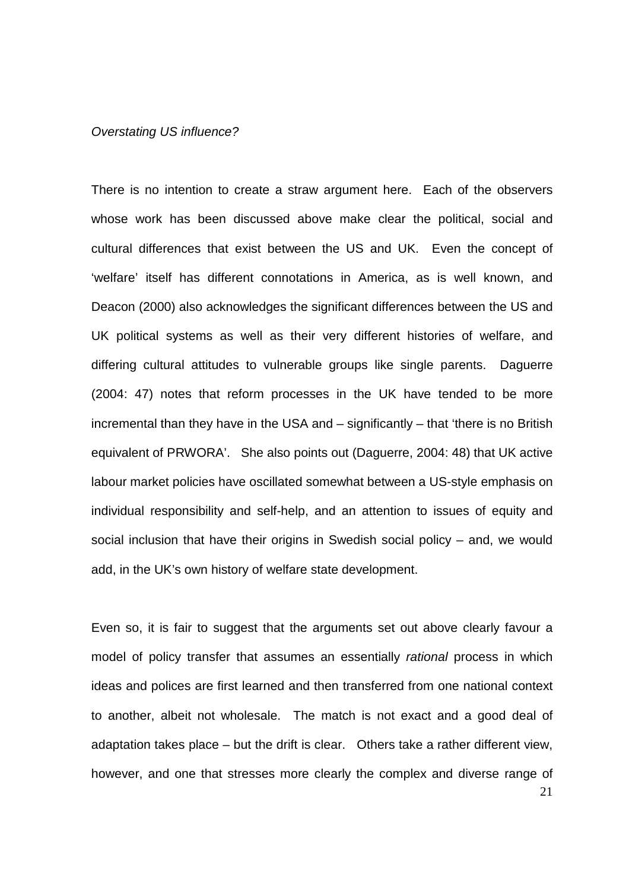*Overstating US influence?*

There is no intention to create a straw argument here. Each of the observers whose work has been discussed above make clear the political, social and cultural differences that exist between the US and UK. Even the concept of 'welfare' itself has different connotations in America, as is well known, and Deacon (2000) also acknowledges the significant differences between the US and UK political systems as well as their very different histories of welfare, and differing cultural attitudes to vulnerable groups like single parents. Daguerre (2004: 47) notes that reform processes in the UK have tended to be more incremental than they have in the USA and – significantly – that 'there is no British equivalent of PRWORA'. She also points out (Daguerre, 2004: 48) that UK active labour market policies have oscillated somewhat between a US-style emphasis on individual responsibility and self-help, and an attention to issues of equity and social inclusion that have their origins in Swedish social policy – and, we would add, in the UK's own history of welfare state development.

Even so, it is fair to suggest that the arguments set out above clearly favour a model of policy transfer that assumes an essentially *rational* process in which ideas and polices are first learned and then transferred from one national context to another, albeit not wholesale. The match is not exact and a good deal of adaptation takes place – but the drift is clear. Others take a rather different view, however, and one that stresses more clearly the complex and diverse range of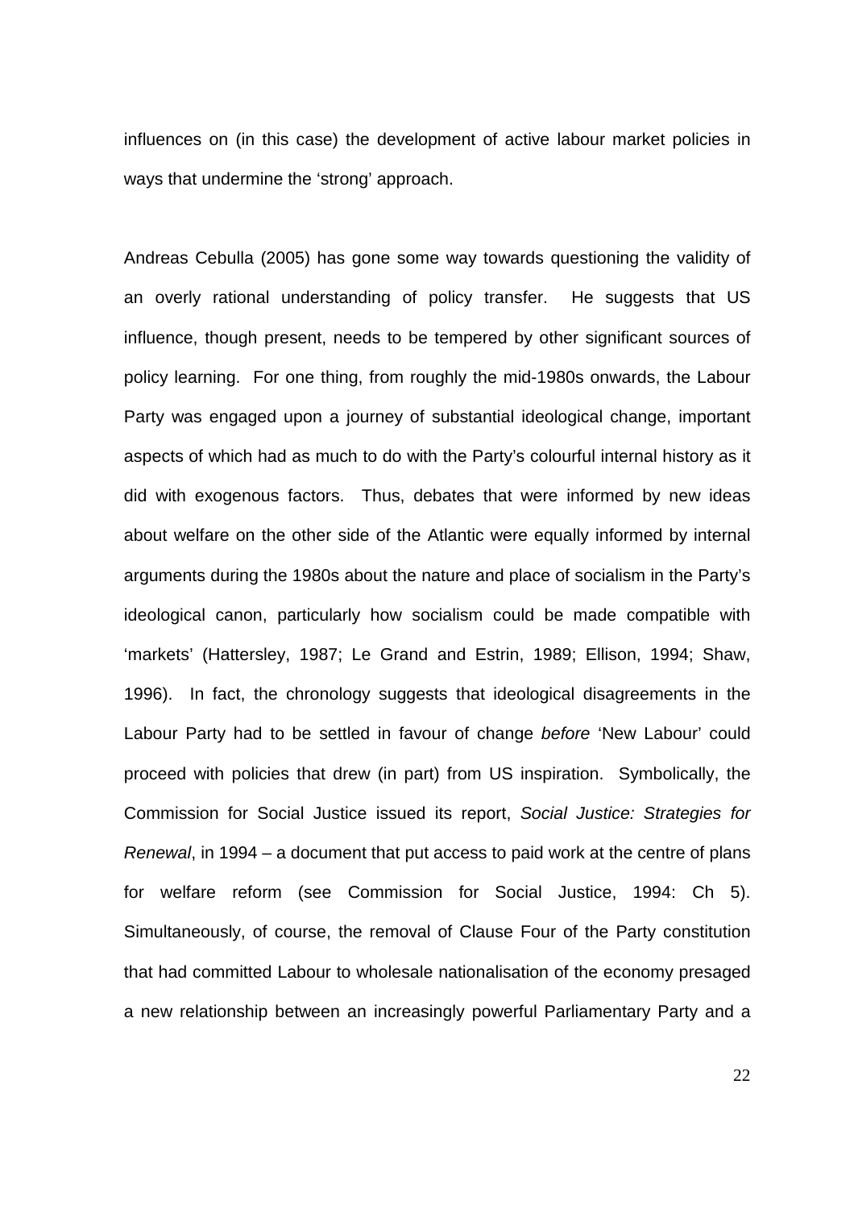influences on (in this case) the development of active labour market policies in ways that undermine the 'strong' approach.

Andreas Cebulla (2005) has gone some way towards questioning the validity of an overly rational understanding of policy transfer. He suggests that US influence, though present, needs to be tempered by other significant sources of policy learning. For one thing, from roughly the mid-1980s onwards, the Labour Party was engaged upon a journey of substantial ideological change, important aspects of which had as much to do with the Party's colourful internal history as it did with exogenous factors. Thus, debates that were informed by new ideas about welfare on the other side of the Atlantic were equally informed by internal arguments during the 1980s about the nature and place of socialism in the Party's ideological canon, particularly how socialism could be made compatible with 'markets' (Hattersley, 1987; Le Grand and Estrin, 1989; Ellison, 1994; Shaw, 1996). In fact, the chronology suggests that ideological disagreements in the Labour Party had to be settled in favour of change *before* 'New Labour' could proceed with policies that drew (in part) from US inspiration. Symbolically, the Commission for Social Justice issued its report, *Social Justice: Strategies for Renewal*, in 1994 – a document that put access to paid work at the centre of plans for welfare reform (see Commission for Social Justice, 1994: Ch 5). Simultaneously, of course, the removal of Clause Four of the Party constitution that had committed Labour to wholesale nationalisation of the economy presaged a new relationship between an increasingly powerful Parliamentary Party and a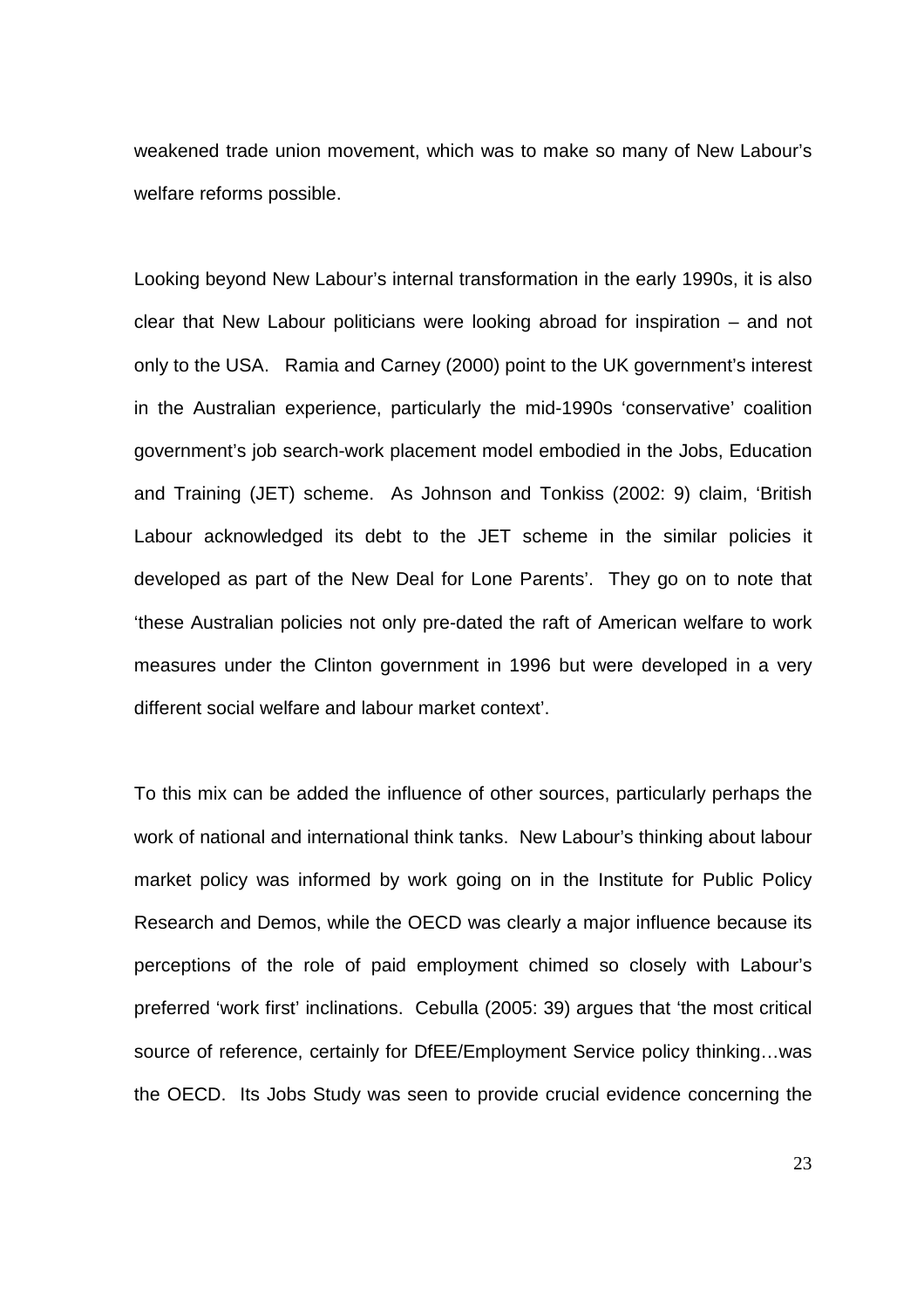weakened trade union movement, which was to make so many of New Labour's welfare reforms possible.

Looking beyond New Labour's internal transformation in the early 1990s, it is also clear that New Labour politicians were looking abroad for inspiration – and not only to the USA. Ramia and Carney (2000) point to the UK government's interest in the Australian experience, particularly the mid-1990s 'conservative' coalition government's job search-work placement model embodied in the Jobs, Education and Training (JET) scheme. As Johnson and Tonkiss (2002: 9) claim, 'British Labour acknowledged its debt to the JET scheme in the similar policies it developed as part of the New Deal for Lone Parents'. They go on to note that 'these Australian policies not only pre-dated the raft of American welfare to work measures under the Clinton government in 1996 but were developed in a very different social welfare and labour market context'.

To this mix can be added the influence of other sources, particularly perhaps the work of national and international think tanks. New Labour's thinking about labour market policy was informed by work going on in the Institute for Public Policy Research and Demos, while the OECD was clearly a major influence because its perceptions of the role of paid employment chimed so closely with Labour's preferred 'work first' inclinations. Cebulla (2005: 39) argues that 'the most critical source of reference, certainly for DfEE/Employment Service policy thinking…was the OECD. Its Jobs Study was seen to provide crucial evidence concerning the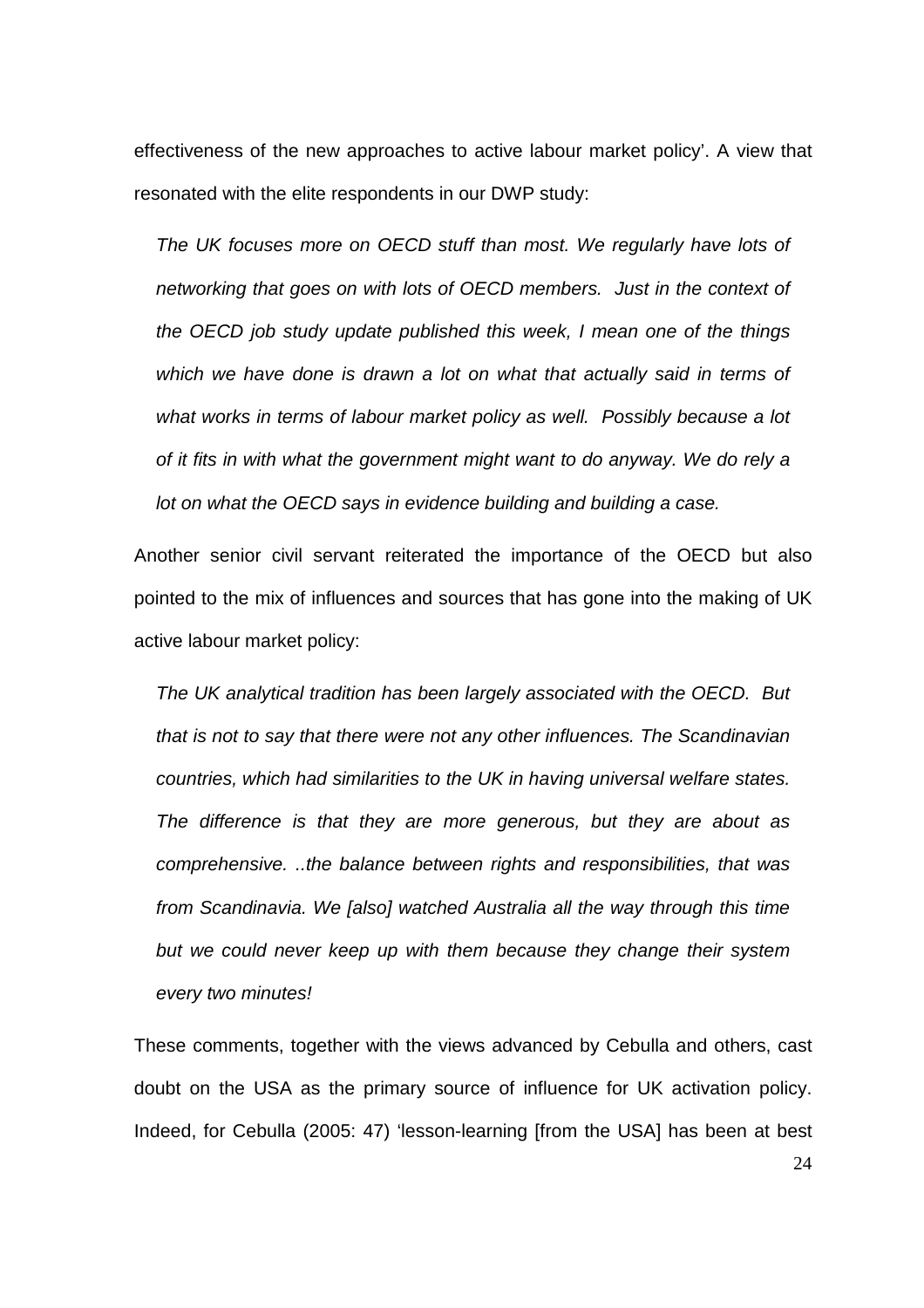effectiveness of the new approaches to active labour market policy'. A view that resonated with the elite respondents in our DWP study:

> *The UK focuses more on OECD stuff than most. We regularly have lots of networking that goes on with lots of OECD members. Just in the context of the OECD job study update published this week, I mean one of the things which we have done is drawn a lot on what that actually said in terms of what works in terms of labour market policy as well. Possibly because a lot of it fits in with what the government might want to do anyway. We do rely a lot on what the OECD says in evidence building and building a case.*

Another senior civil servant reiterated the importance of the OECD but also pointed to the mix of influences and sources that has gone into the making of UK active labour market policy:

> *The UK analytical tradition has been largely associated with the OECD. But that is not to say that there were not any other influences. The Scandinavian countries, which had similarities to the UK in having universal welfare states. The difference is that they are more generous, but they are about as comprehensive. ..the balance between rights and responsibilities, that was from Scandinavia. We [also] watched Australia all the way through this time but we could never keep up with them because they change their system every two minutes!*

These comments, together with the views advanced by Cebulla and others, cast doubt on the USA as the primary source of influence for UK activation policy. Indeed, for Cebulla (2005: 47) 'lesson-learning [from the USA] has been at best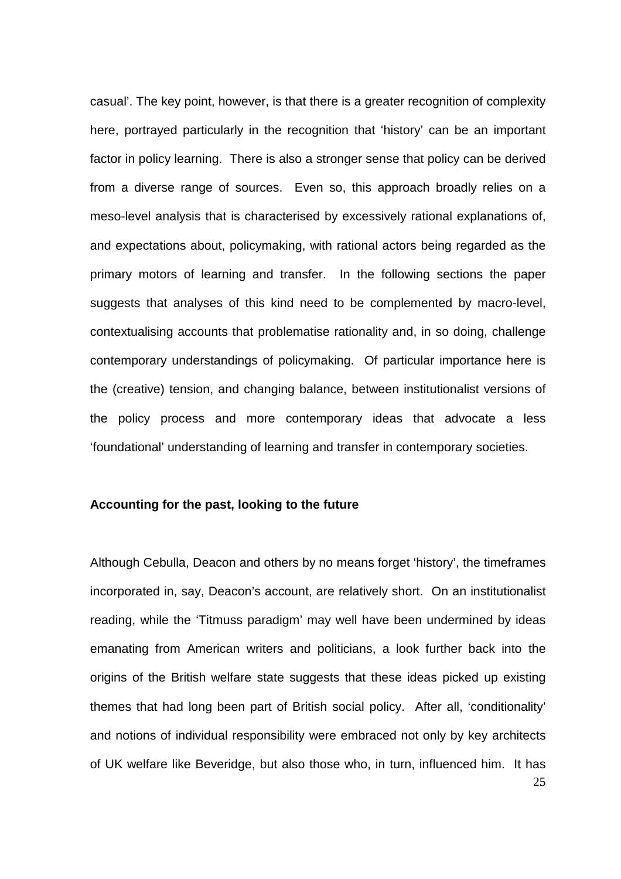casual'. The key point, however, is that there is a greater recognition of complexity here, portrayed particularly in the recognition that 'history' can be an important factor in policy learning. There is also a stronger sense that policy can be derived from a diverse range of sources. Even so, this approach broadly relies on a meso-level analysis that is characterised by excessively rational explanations of, and expectations about, policymaking, with rational actors being regarded as the primary motors of learning and transfer. In the following sections the paper suggests that analyses of this kind need to be complemented by macro-level, contextualising accounts that problematise rationality and, in so doing, challenge contemporary understandings of policymaking. Of particular importance here is the (creative) tension, and changing balance, between institutionalist versions of the policy process and more contemporary ideas that advocate a less 'foundational' understanding of learning and transfer in contemporary societies.

**Accounting for the past, looking to the future**

Although Cebulla, Deacon and others by no means forget 'history', the timeframes incorporated in, say, Deacon's account, are relatively short. On an institutionalist reading, while the 'Titmuss paradigm' may well have been undermined by ideas emanating from American writers and politicians, a look further back into the origins of the British welfare state suggests that these ideas picked up existing themes that had long been part of British social policy. After all, 'conditionality' and notions of individual responsibility were embraced not only by key architects of UK welfare like Beveridge, but also those who, in turn, influenced him. It has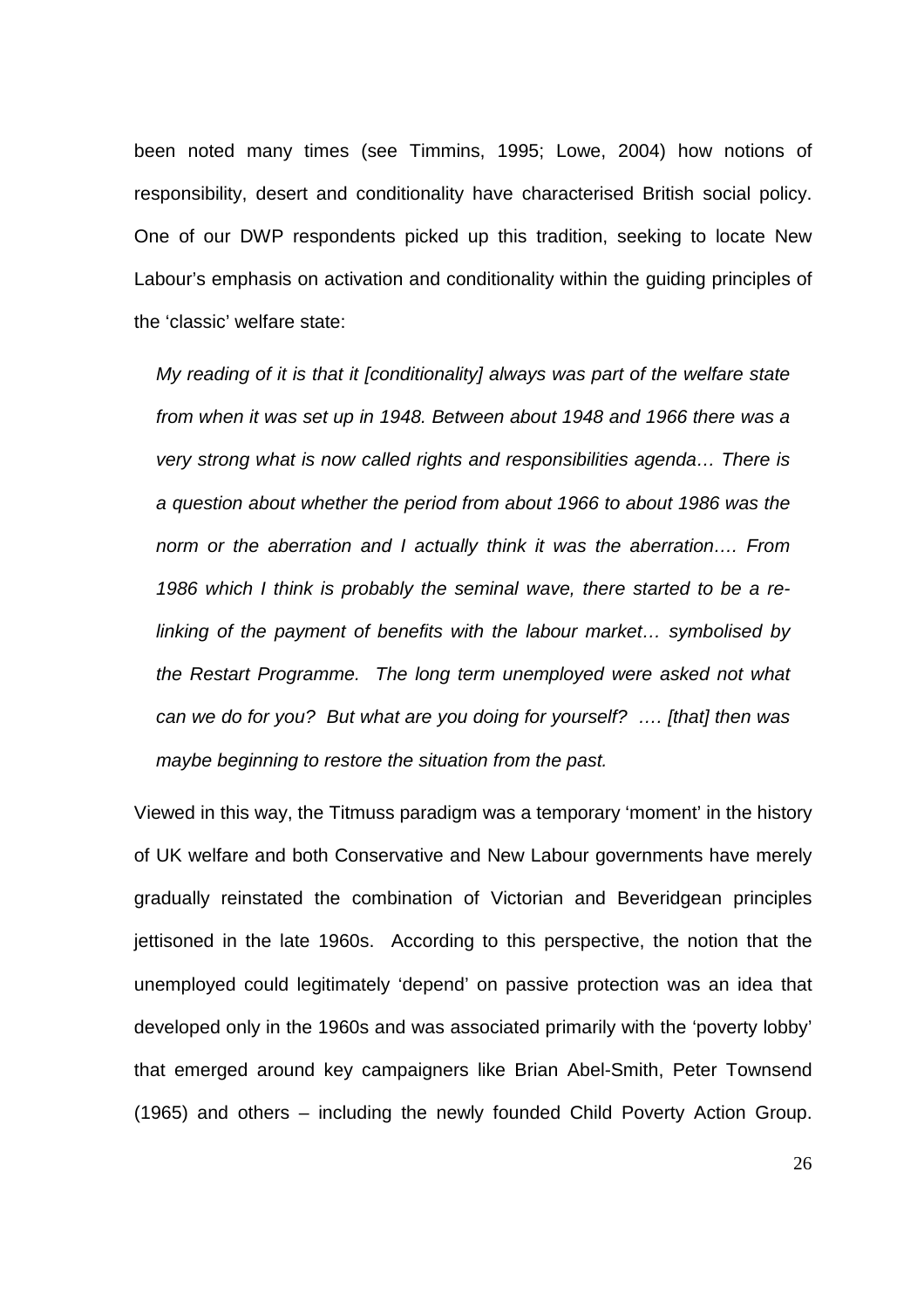been noted many times (see Timmins, 1995; Lowe, 2004) how notions of responsibility, desert and conditionality have characterised British social policy. One of our DWP respondents picked up this tradition, seeking to locate New Labour's emphasis on activation and conditionality within the guiding principles of the 'classic' welfare state:

> *My reading of it is that it [conditionality] always was part of the welfare state from when it was set up in 1948. Between about 1948 and 1966 there was a very strong what is now called rights and responsibilities agenda… There is a question about whether the period from about 1966 to about 1986 was the norm or the aberration and I actually think it was the aberration…. From 1986 which I think is probably the seminal wave, there started to be a re-linking of the payment of benefits with the labour market… symbolised by the Restart Programme. The long term unemployed were asked not what can we do for you? But what are you doing for yourself? …. [that] then was maybe beginning to restore the situation from the past.*

Viewed in this way, the Titmuss paradigm was a temporary 'moment' in the history of UK welfare and both Conservative and New Labour governments have merely gradually reinstated the combination of Victorian and Beveridgean principles jettisoned in the late 1960s. According to this perspective, the notion that the unemployed could legitimately 'depend' on passive protection was an idea that developed only in the 1960s and was associated primarily with the 'poverty lobby' that emerged around key campaigners like Brian Abel-Smith, Peter Townsend (1965) and others – including the newly founded Child Poverty Action Group.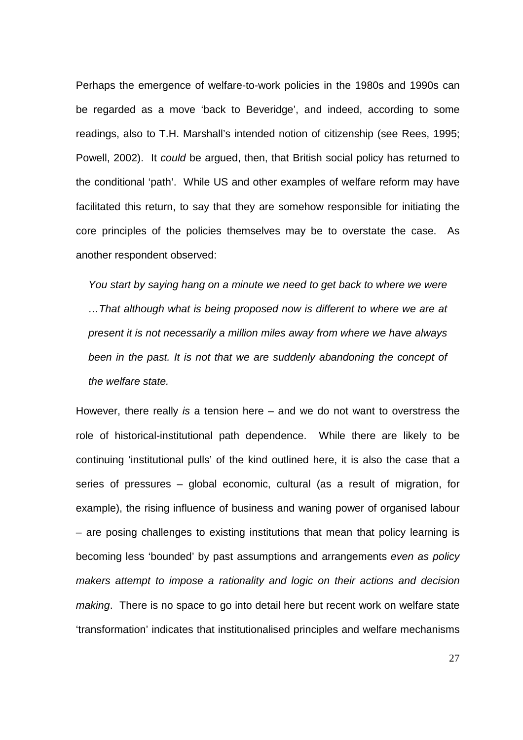Perhaps the emergence of welfare-to-work policies in the 1980s and 1990s can be regarded as a move 'back to Beveridge', and indeed, according to some readings, also to T.H. Marshall's intended notion of citizenship (see Rees, 1995; Powell, 2002). It *could* be argued, then, that British social policy has returned to the conditional 'path'. While US and other examples of welfare reform may have facilitated this return, to say that they are somehow responsible for initiating the core principles of the policies themselves may be to overstate the case. As another respondent observed:

> *You start by saying hang on a minute we need to get back to where we were …That although what is being proposed now is different to where we are at present it is not necessarily a million miles away from where we have always been in the past. It is not that we are suddenly abandoning the concept of the welfare state.*

However, there really *is* a tension here – and we do not want to overstress the role of historical-institutional path dependence. While there are likely to be continuing 'institutional pulls' of the kind outlined here, it is also the case that a series of pressures – global economic, cultural (as a result of migration, for example), the rising influence of business and waning power of organised labour – are posing challenges to existing institutions that mean that policy learning is becoming less 'bounded' by past assumptions and arrangements *even as policy makers attempt to impose a rationality and logic on their actions and decision making*. There is no space to go into detail here but recent work on welfare state 'transformation' indicates that institutionalised principles and welfare mechanisms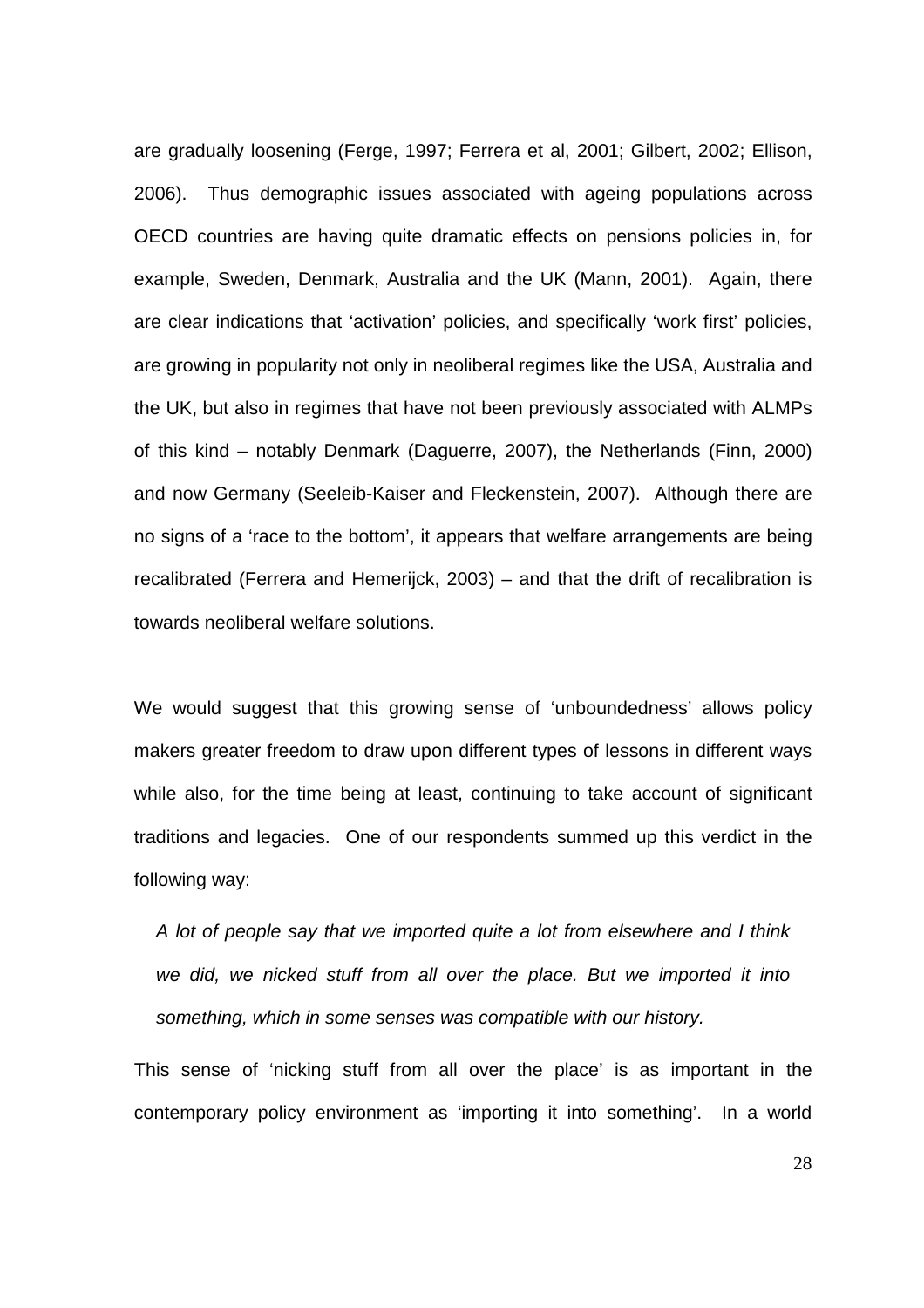are gradually loosening (Ferge, 1997; Ferrera et al, 2001; Gilbert, 2002; Ellison, 2006). Thus demographic issues associated with ageing populations across OECD countries are having quite dramatic effects on pensions policies in, for example, Sweden, Denmark, Australia and the UK (Mann, 2001). Again, there are clear indications that 'activation' policies, and specifically 'work first' policies, are growing in popularity not only in neoliberal regimes like the USA, Australia and the UK, but also in regimes that have not been previously associated with ALMPs of this kind – notably Denmark (Daguerre, 2007), the Netherlands (Finn, 2000) and now Germany (Seeleib-Kaiser and Fleckenstein, 2007). Although there are no signs of a 'race to the bottom', it appears that welfare arrangements are being recalibrated (Ferrera and Hemerijck, 2003) – and that the drift of recalibration is towards neoliberal welfare solutions.

We would suggest that this growing sense of 'unboundedness' allows policy makers greater freedom to draw upon different types of lessons in different ways while also, for the time being at least, continuing to take account of significant traditions and legacies. One of our respondents summed up this verdict in the following way:

> *A lot of people say that we imported quite a lot from elsewhere and I think we did, we nicked stuff from all over the place. But we imported it into something, which in some senses was compatible with our history.*

This sense of 'nicking stuff from all over the place' is as important in the contemporary policy environment as 'importing it into something'. In a world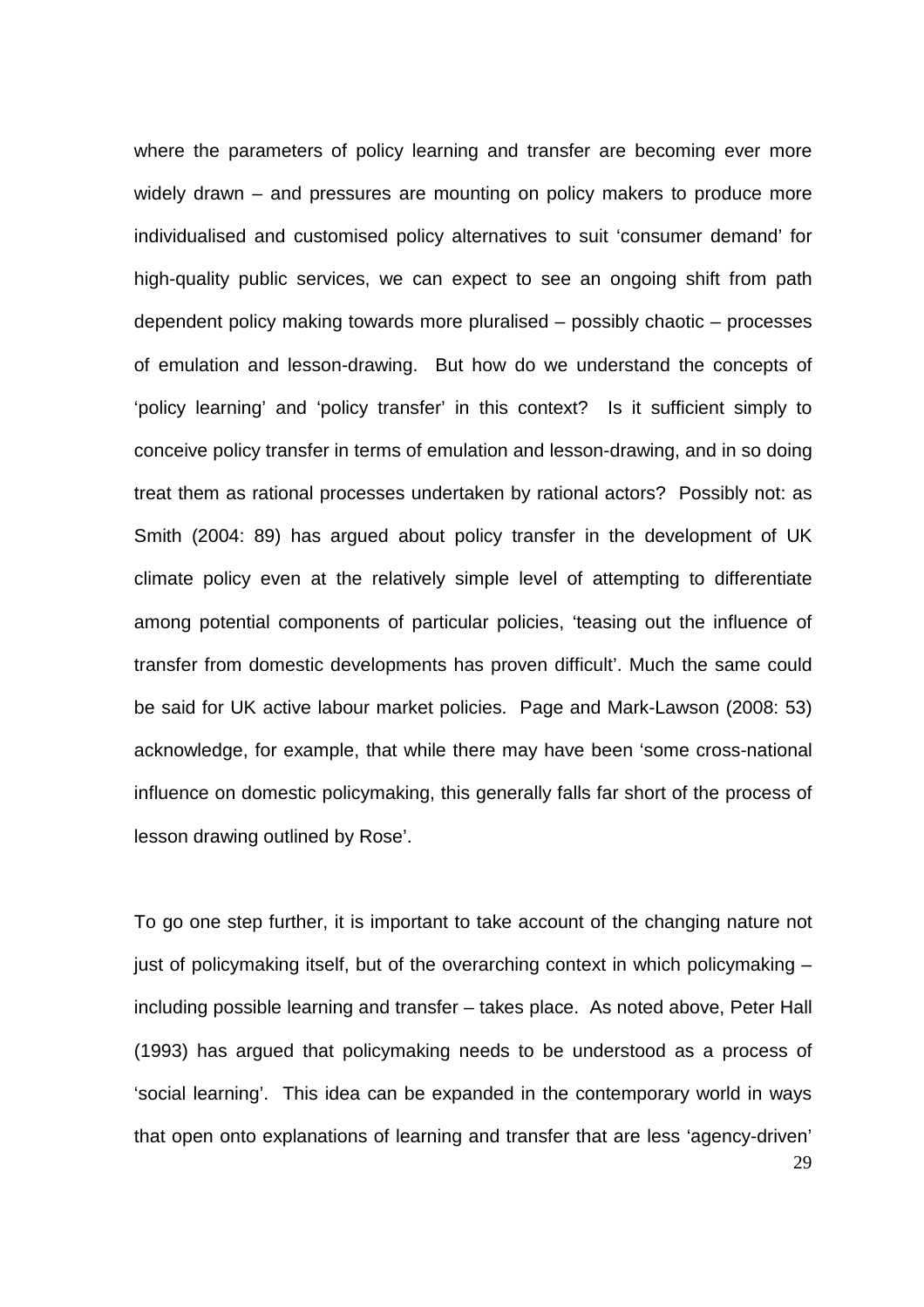where the parameters of policy learning and transfer are becoming ever more widely drawn – and pressures are mounting on policy makers to produce more individualised and customised policy alternatives to suit 'consumer demand' for high-quality public services, we can expect to see an ongoing shift from path dependent policy making towards more pluralised – possibly chaotic – processes of emulation and lesson-drawing. But how do we understand the concepts of 'policy learning' and 'policy transfer' in this context? Is it sufficient simply to conceive policy transfer in terms of emulation and lesson-drawing, and in so doing treat them as rational processes undertaken by rational actors? Possibly not: as Smith (2004: 89) has argued about policy transfer in the development of UK climate policy even at the relatively simple level of attempting to differentiate among potential components of particular policies, 'teasing out the influence of transfer from domestic developments has proven difficult'. Much the same could be said for UK active labour market policies. Page and Mark-Lawson (2008: 53) acknowledge, for example, that while there may have been 'some cross-national influence on domestic policymaking, this generally falls far short of the process of lesson drawing outlined by Rose'.

To go one step further, it is important to take account of the changing nature not just of policymaking itself, but of the overarching context in which policymaking – including possible learning and transfer – takes place. As noted above, Peter Hall (1993) has argued that policymaking needs to be understood as a process of 'social learning'. This idea can be expanded in the contemporary world in ways that open onto explanations of learning and transfer that are less 'agency-driven'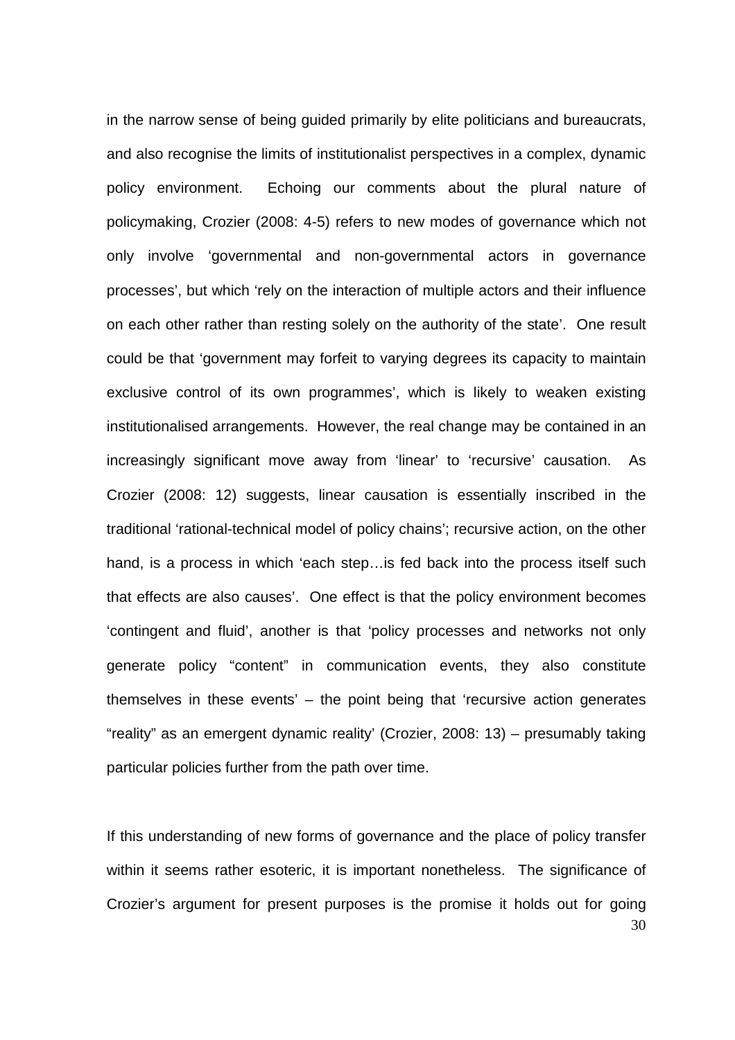in the narrow sense of being guided primarily by elite politicians and bureaucrats, and also recognise the limits of institutionalist perspectives in a complex, dynamic policy environment. Echoing our comments about the plural nature of policymaking, Crozier (2008: 4-5) refers to new modes of governance which not only involve 'governmental and non-governmental actors in governance processes', but which 'rely on the interaction of multiple actors and their influence on each other rather than resting solely on the authority of the state'. One result could be that 'government may forfeit to varying degrees its capacity to maintain exclusive control of its own programmes', which is likely to weaken existing institutionalised arrangements. However, the real change may be contained in an increasingly significant move away from 'linear' to 'recursive' causation. As Crozier (2008: 12) suggests, linear causation is essentially inscribed in the traditional 'rational-technical model of policy chains'; recursive action, on the other hand, is a process in which 'each step…is fed back into the process itself such that effects are also causes'. One effect is that the policy environment becomes 'contingent and fluid', another is that 'policy processes and networks not only generate policy "content" in communication events, they also constitute themselves in these events' – the point being that 'recursive action generates "reality" as an emergent dynamic reality' (Crozier, 2008: 13) – presumably taking particular policies further from the path over time.

If this understanding of new forms of governance and the place of policy transfer within it seems rather esoteric, it is important nonetheless. The significance of Crozier's argument for present purposes is the promise it holds out for going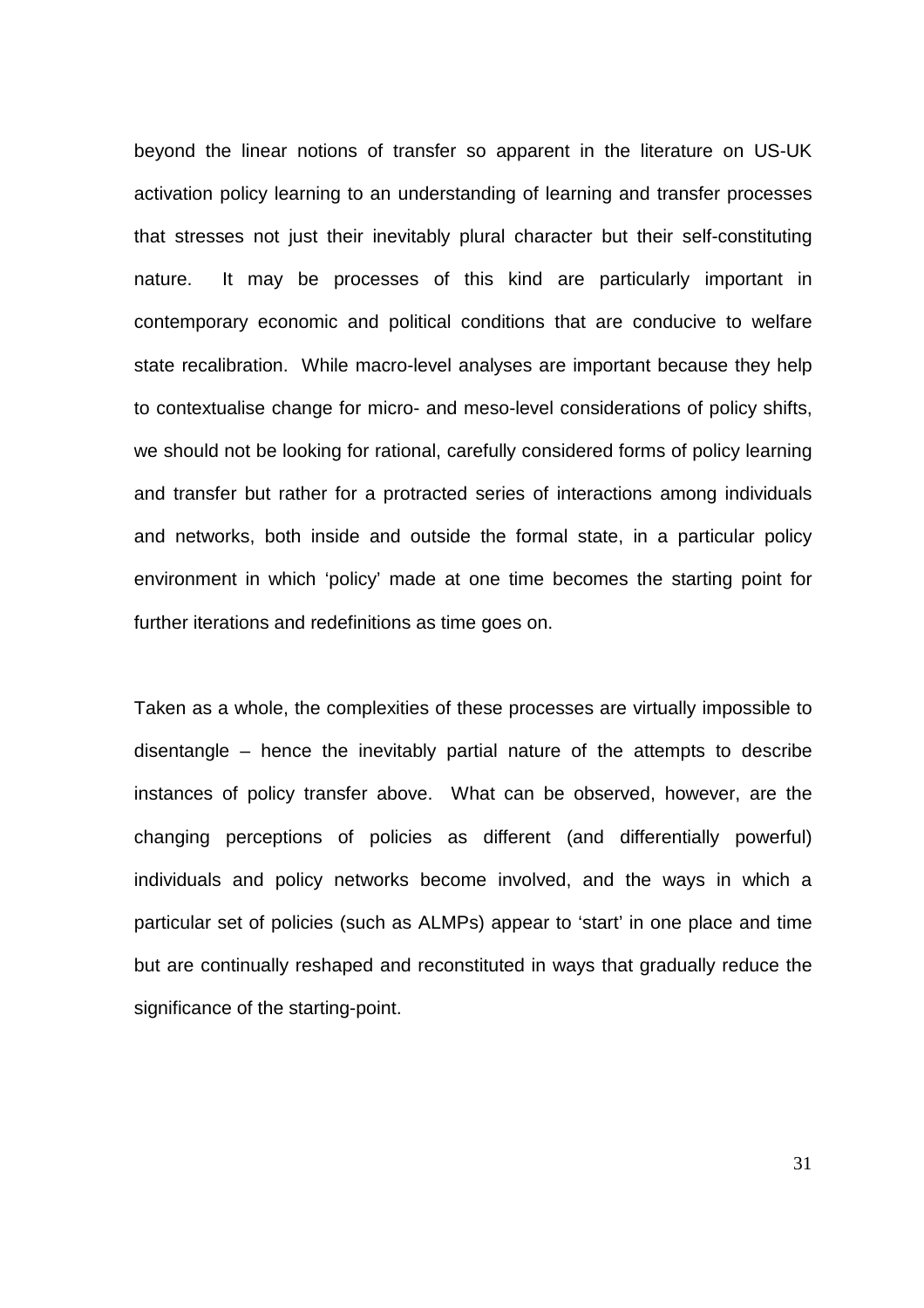beyond the linear notions of transfer so apparent in the literature on US-UK activation policy learning to an understanding of learning and transfer processes that stresses not just their inevitably plural character but their self-constituting nature. It may be processes of this kind are particularly important in contemporary economic and political conditions that are conducive to welfare state recalibration. While macro-level analyses are important because they help to contextualise change for micro- and meso-level considerations of policy shifts, we should not be looking for rational, carefully considered forms of policy learning and transfer but rather for a protracted series of interactions among individuals and networks, both inside and outside the formal state, in a particular policy environment in which 'policy' made at one time becomes the starting point for further iterations and redefinitions as time goes on.

Taken as a whole, the complexities of these processes are virtually impossible to disentangle – hence the inevitably partial nature of the attempts to describe instances of policy transfer above. What can be observed, however, are the changing perceptions of policies as different (and differentially powerful) individuals and policy networks become involved, and the ways in which a particular set of policies (such as ALMPs) appear to 'start' in one place and time but are continually reshaped and reconstituted in ways that gradually reduce the significance of the starting-point.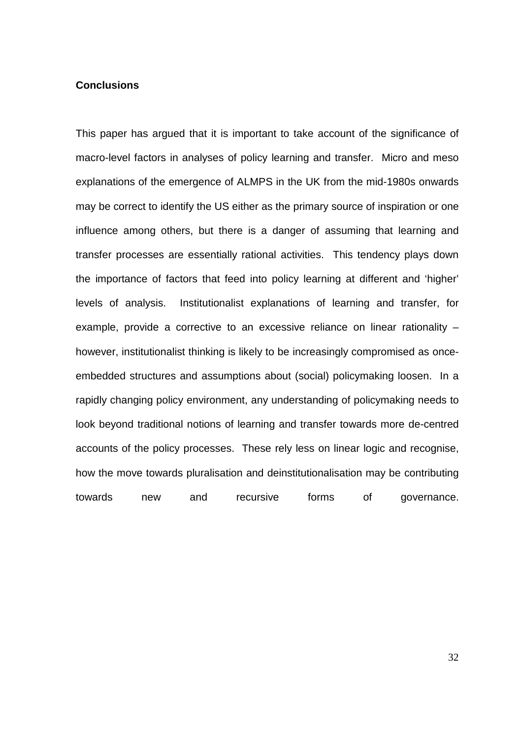**Conclusions**

This paper has argued that it is important to take account of the significance of macro-level factors in analyses of policy learning and transfer. Micro and meso explanations of the emergence of ALMPS in the UK from the mid-1980s onwards may be correct to identify the US either as the primary source of inspiration or one influence among others, but there is a danger of assuming that learning and transfer processes are essentially rational activities. This tendency plays down the importance of factors that feed into policy learning at different and 'higher' levels of analysis. Institutionalist explanations of learning and transfer, for example, provide a corrective to an excessive reliance on linear rationality – however, institutionalist thinking is likely to be increasingly compromised as once-embedded structures and assumptions about (social) policymaking loosen. In a rapidly changing policy environment, any understanding of policymaking needs to look beyond traditional notions of learning and transfer towards more de-centred accounts of the policy processes. These rely less on linear logic and recognise, how the move towards pluralisation and deinstitutionalisation may be contributing towards new and recursive forms of governance.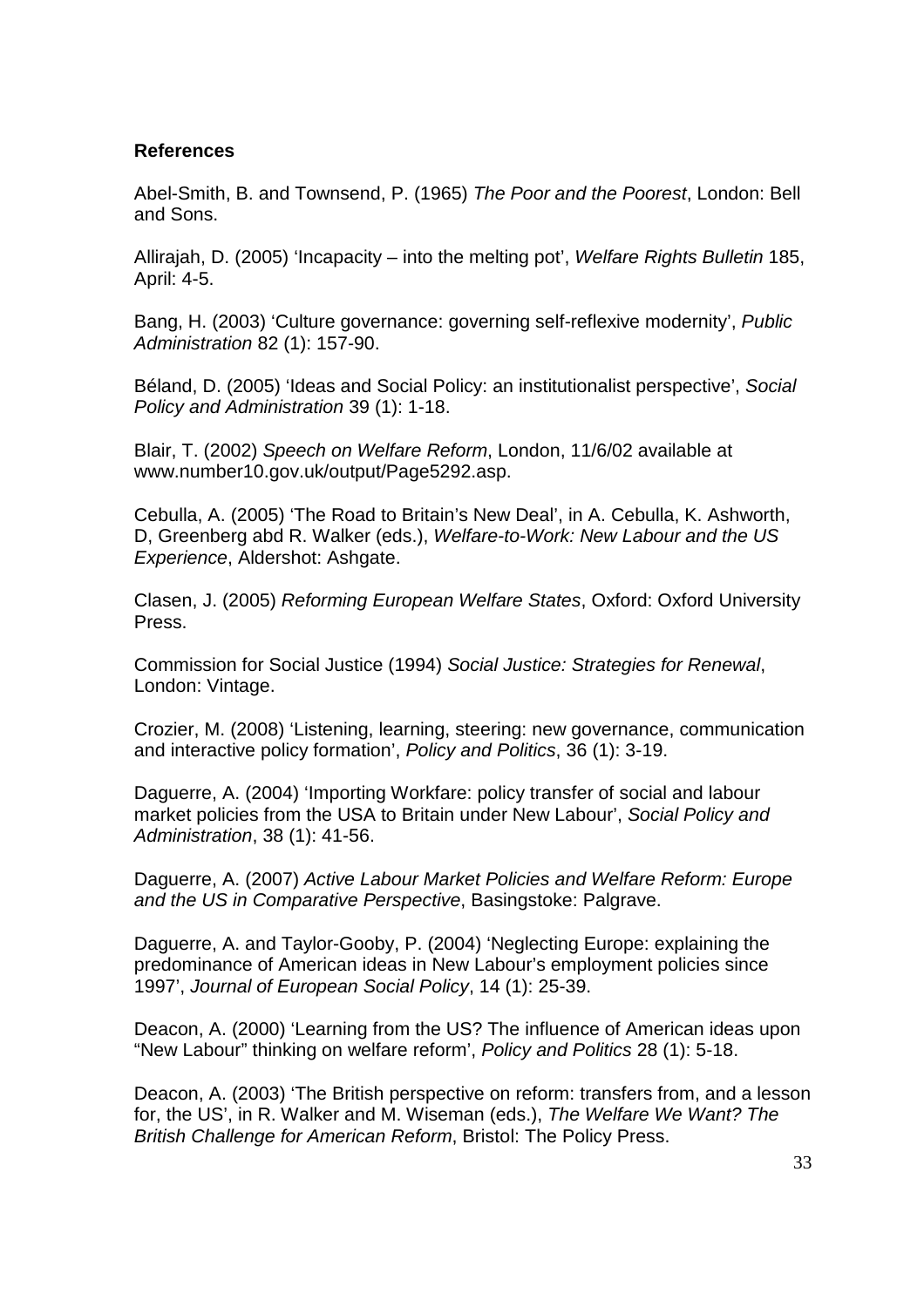**References**

Abel-Smith, B. and Townsend, P. (1965) *The Poor and the Poorest*, London: Bell and Sons.

Allirajah, D. (2005) 'Incapacity – into the melting pot', *Welfare Rights Bulletin* 185, April: 4-5.

Bang, H. (2003) 'Culture governance: governing self-reflexive modernity', *Public Administration* 82 (1): 157-90.

Béland, D. (2005) 'Ideas and Social Policy: an institutionalist perspective', *Social Policy and Administration* 39 (1): 1-18.

Blair, T. (2002) *Speech on Welfare Reform*, London, 11/6/02 available at www.number10.gov.uk/output/Page5292.asp.

Cebulla, A. (2005) 'The Road to Britain's New Deal', in A. Cebulla, K. Ashworth, D, Greenberg abd R. Walker (eds.), *Welfare-to-Work: New Labour and the US Experience*, Aldershot: Ashgate.

Clasen, J. (2005) *Reforming European Welfare States*, Oxford: Oxford University Press.

Commission for Social Justice (1994) *Social Justice: Strategies for Renewal*, London: Vintage.

Crozier, M. (2008) 'Listening, learning, steering: new governance, communication and interactive policy formation', *Policy and Politics*, 36 (1): 3-19.

Daguerre, A. (2004) 'Importing Workfare: policy transfer of social and labour market policies from the USA to Britain under New Labour', *Social Policy and Administration*, 38 (1): 41-56.

Daguerre, A. (2007) *Active Labour Market Policies and Welfare Reform: Europe and the US in Comparative Perspective*, Basingstoke: Palgrave.

Daguerre, A. and Taylor-Gooby, P. (2004) 'Neglecting Europe: explaining the predominance of American ideas in New Labour's employment policies since 1997', *Journal of European Social Policy*, 14 (1): 25-39.

Deacon, A. (2000) 'Learning from the US? The influence of American ideas upon "New Labour" thinking on welfare reform', *Policy and Politics* 28 (1): 5-18.

Deacon, A. (2003) 'The British perspective on reform: transfers from, and a lesson for, the US', in R. Walker and M. Wiseman (eds.), *The Welfare We Want? The British Challenge for American Reform*, Bristol: The Policy Press.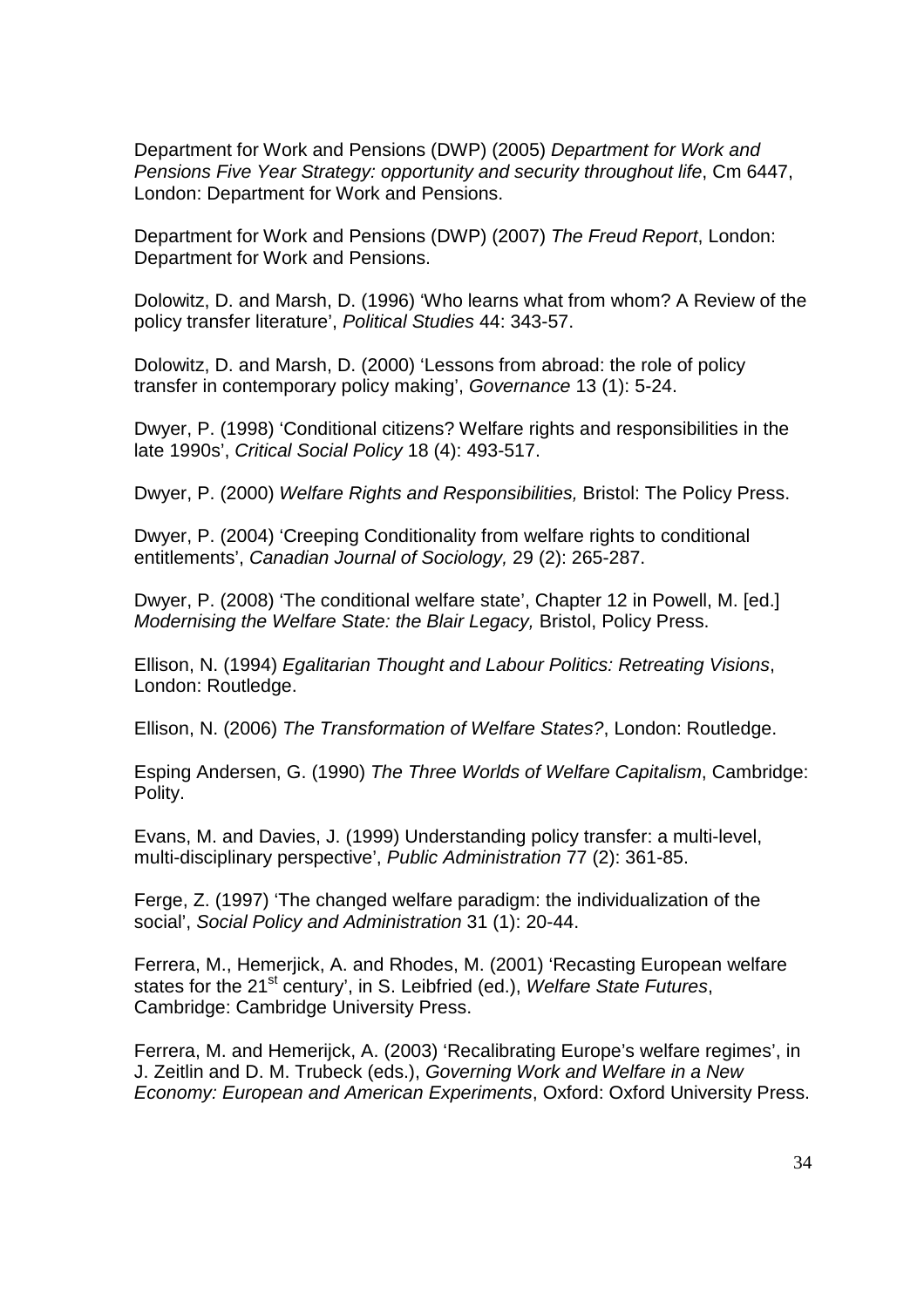Department for Work and Pensions (DWP) (2005) *Department for Work and Pensions Five Year Strategy: opportunity and security throughout life*, Cm 6447, London: Department for Work and Pensions.

Department for Work and Pensions (DWP) (2007) *The Freud Report*, London: Department for Work and Pensions.

Dolowitz, D. and Marsh, D. (1996) 'Who learns what from whom? A Review of the policy transfer literature', *Political Studies* 44: 343-57.

Dolowitz, D. and Marsh, D. (2000) 'Lessons from abroad: the role of policy transfer in contemporary policy making', *Governance* 13 (1): 5-24.

Dwyer, P. (1998) 'Conditional citizens? Welfare rights and responsibilities in the late 1990s', *Critical Social Policy* 18 (4): 493-517.

Dwyer, P. (2000) *Welfare Rights and Responsibilities,* Bristol: The Policy Press.

Dwyer, P. (2004) 'Creeping Conditionality from welfare rights to conditional entitlements', *Canadian Journal of Sociology,* 29 (2): 265-287.

Dwyer, P. (2008) 'The conditional welfare state', Chapter 12 in Powell, M. [ed.] *Modernising the Welfare State: the Blair Legacy,* Bristol, Policy Press.

Ellison, N. (1994) *Egalitarian Thought and Labour Politics: Retreating Visions*, London: Routledge.

Ellison, N. (2006) *The Transformation of Welfare States?*, London: Routledge.

Esping Andersen, G. (1990) *The Three Worlds of Welfare Capitalism*, Cambridge: Polity.

Evans, M. and Davies, J. (1999) Understanding policy transfer: a multi-level, multi-disciplinary perspective', *Public Administration* 77 (2): 361-85.

Ferge, Z. (1997) 'The changed welfare paradigm: the individualization of the social', *Social Policy and Administration* 31 (1): 20-44.

Ferrera, M., Hemerjick, A. and Rhodes, M. (2001) 'Recasting European welfare states for the 21st century', in S. Leibfried (ed.), *Welfare State Futures*, Cambridge: Cambridge University Press.

Ferrera, M. and Hemerijck, A. (2003) 'Recalibrating Europe's welfare regimes', in J. Zeitlin and D. M. Trubeck (eds.), *Governing Work and Welfare in a New Economy: European and American Experiments*, Oxford: Oxford University Press.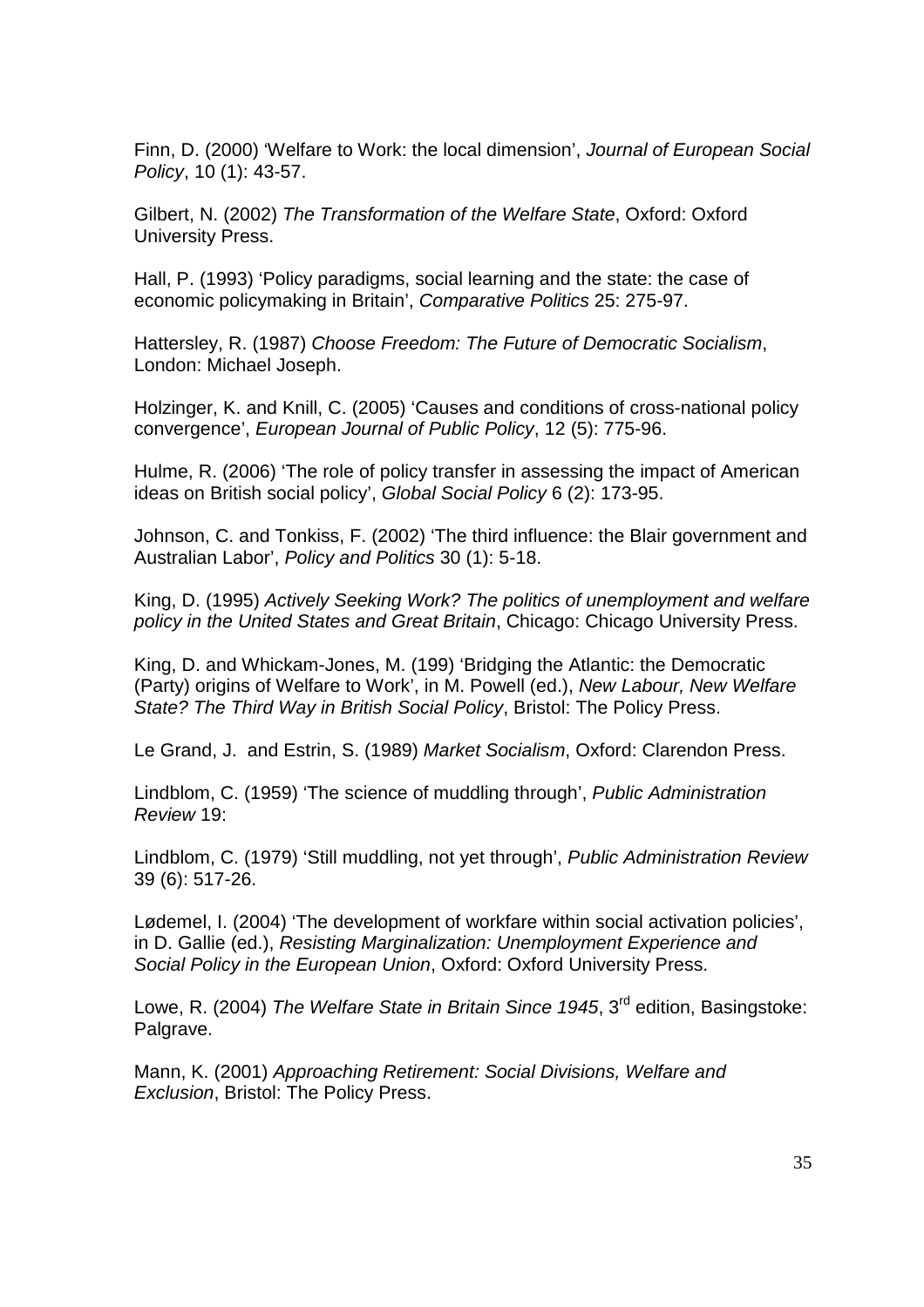Finn, D. (2000) 'Welfare to Work: the local dimension', *Journal of European Social Policy*, 10 (1): 43-57.

Gilbert, N. (2002) *The Transformation of the Welfare State*, Oxford: Oxford University Press.

Hall, P. (1993) 'Policy paradigms, social learning and the state: the case of economic policymaking in Britain', *Comparative Politics* 25: 275-97.

Hattersley, R. (1987) *Choose Freedom: The Future of Democratic Socialism*, London: Michael Joseph.

Holzinger, K. and Knill, C. (2005) 'Causes and conditions of cross-national policy convergence', *European Journal of Public Policy*, 12 (5): 775-96.

Hulme, R. (2006) 'The role of policy transfer in assessing the impact of American ideas on British social policy', *Global Social Policy* 6 (2): 173-95.

Johnson, C. and Tonkiss, F. (2002) 'The third influence: the Blair government and Australian Labor', *Policy and Politics* 30 (1): 5-18.

King, D. (1995) *Actively Seeking Work? The politics of unemployment and welfare policy in the United States and Great Britain*, Chicago: Chicago University Press.

King, D. and Whickam-Jones, M. (199) 'Bridging the Atlantic: the Democratic (Party) origins of Welfare to Work', in M. Powell (ed.), *New Labour, New Welfare State? The Third Way in British Social Policy*, Bristol: The Policy Press.

Le Grand, J. and Estrin, S. (1989) *Market Socialism*, Oxford: Clarendon Press.

Lindblom, C. (1959) 'The science of muddling through', *Public Administration Review* 19:

Lindblom, C. (1979) 'Still muddling, not yet through', *Public Administration Review* 39 (6): 517-26.

Lødemel, I. (2004) 'The development of workfare within social activation policies', in D. Gallie (ed.), *Resisting Marginalization: Unemployment Experience and Social Policy in the European Union*, Oxford: Oxford University Press.

Lowe, R. (2004) *The Welfare State in Britain Since 1945*, 3rd edition, Basingstoke: Palgrave.

Mann, K. (2001) *Approaching Retirement: Social Divisions, Welfare and Exclusion*, Bristol: The Policy Press.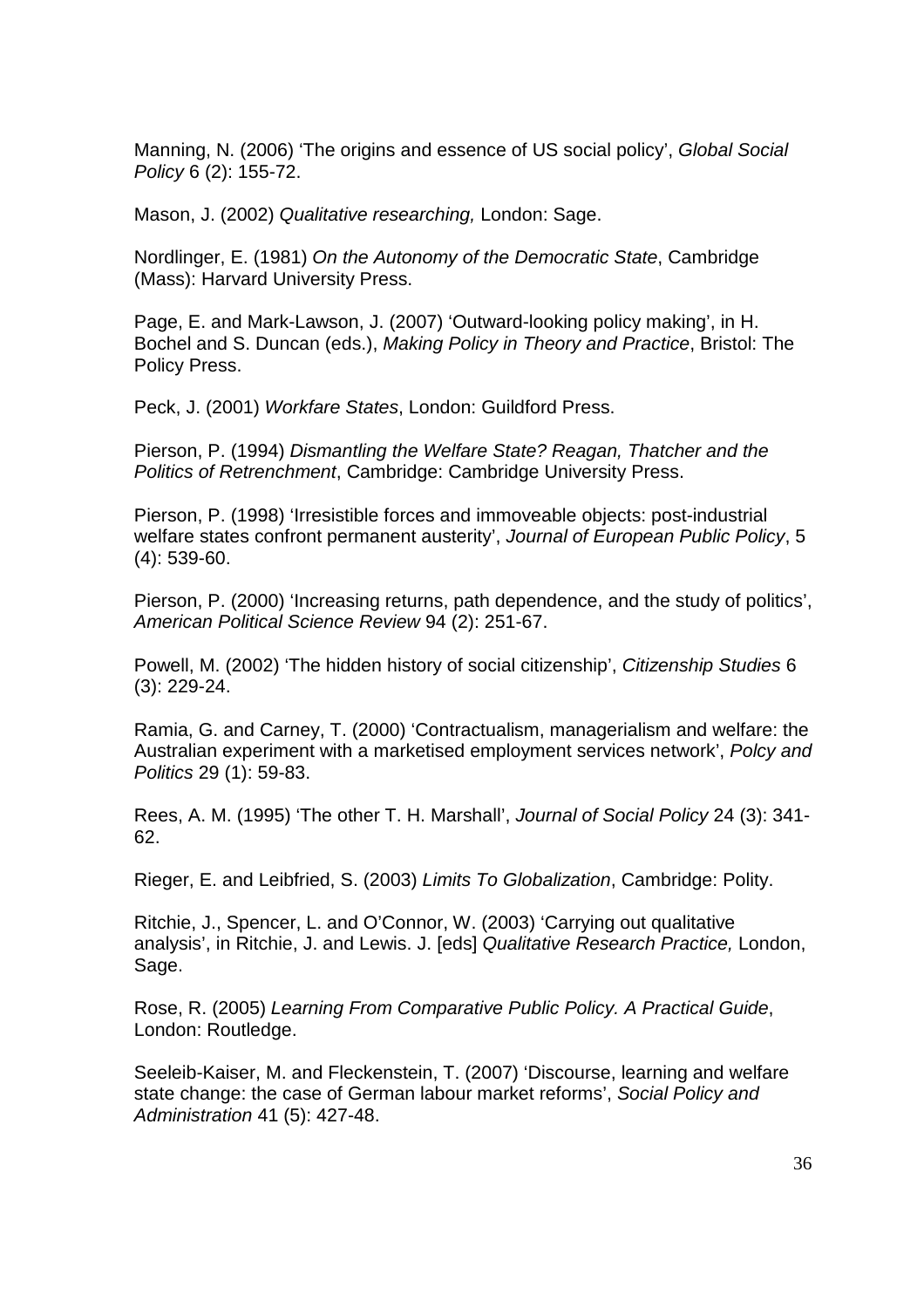Manning, N. (2006) 'The origins and essence of US social policy', *Global Social Policy* 6 (2): 155-72.

Mason, J. (2002) *Qualitative researching,* London: Sage.

Nordlinger, E. (1981) *On the Autonomy of the Democratic State*, Cambridge (Mass): Harvard University Press.

Page, E. and Mark-Lawson, J. (2007) 'Outward-looking policy making', in H. Bochel and S. Duncan (eds.), *Making Policy in Theory and Practice*, Bristol: The Policy Press.

Peck, J. (2001) *Workfare States*, London: Guildford Press.

Pierson, P. (1994) *Dismantling the Welfare State? Reagan, Thatcher and the Politics of Retrenchment*, Cambridge: Cambridge University Press.

Pierson, P. (1998) 'Irresistible forces and immoveable objects: post-industrial welfare states confront permanent austerity', *Journal of European Public Policy*, 5 (4): 539-60.

Pierson, P. (2000) 'Increasing returns, path dependence, and the study of politics', *American Political Science Review* 94 (2): 251-67.

Powell, M. (2002) 'The hidden history of social citizenship', *Citizenship Studies* 6 (3): 229-24.

Ramia, G. and Carney, T. (2000) 'Contractualism, managerialism and welfare: the Australian experiment with a marketised employment services network', *Polcy and Politics* 29 (1): 59-83.

Rees, A. M. (1995) 'The other T. H. Marshall', *Journal of Social Policy* 24 (3): 341-62.

Rieger, E. and Leibfried, S. (2003) *Limits To Globalization*, Cambridge: Polity.

Ritchie, J., Spencer, L. and O'Connor, W. (2003) 'Carrying out qualitative analysis', in Ritchie, J. and Lewis. J. [eds] *Qualitative Research Practice,* London, Sage.

Rose, R. (2005) *Learning From Comparative Public Policy. A Practical Guide*, London: Routledge.

Seeleib-Kaiser, M. and Fleckenstein, T. (2007) 'Discourse, learning and welfare state change: the case of German labour market reforms', *Social Policy and Administration* 41 (5): 427-48.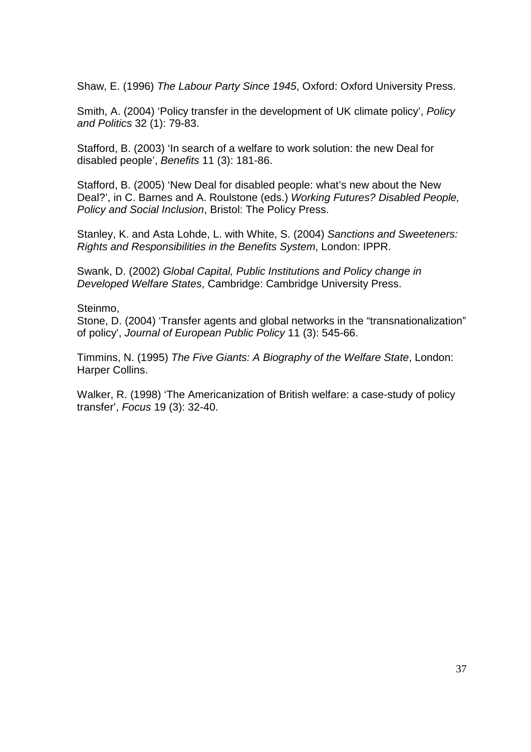Shaw, E. (1996) *The Labour Party Since 1945*, Oxford: Oxford University Press.

Smith, A. (2004) 'Policy transfer in the development of UK climate policy', *Policy and Politics* 32 (1): 79-83.

Stafford, B. (2003) 'In search of a welfare to work solution: the new Deal for disabled people', *Benefits* 11 (3): 181-86.

Stafford, B. (2005) 'New Deal for disabled people: what's new about the New Deal?', in C. Barnes and A. Roulstone (eds.) *Working Futures? Disabled People, Policy and Social Inclusion*, Bristol: The Policy Press.

Stanley, K. and Asta Lohde, L. with White, S. (2004) *Sanctions and Sweeteners: Rights and Responsibilities in the Benefits System*, London: IPPR.

Swank, D. (2002) *Global Capital, Public Institutions and Policy change in Developed Welfare States*, Cambridge: Cambridge University Press.

Steinmo,

Stone, D. (2004) 'Transfer agents and global networks in the "transnationalization" of policy', *Journal of European Public Policy* 11 (3): 545-66.

Timmins, N. (1995) *The Five Giants: A Biography of the Welfare State*, London: Harper Collins.

Walker, R. (1998) 'The Americanization of British welfare: a case-study of policy transfer', *Focus* 19 (3): 32-40.